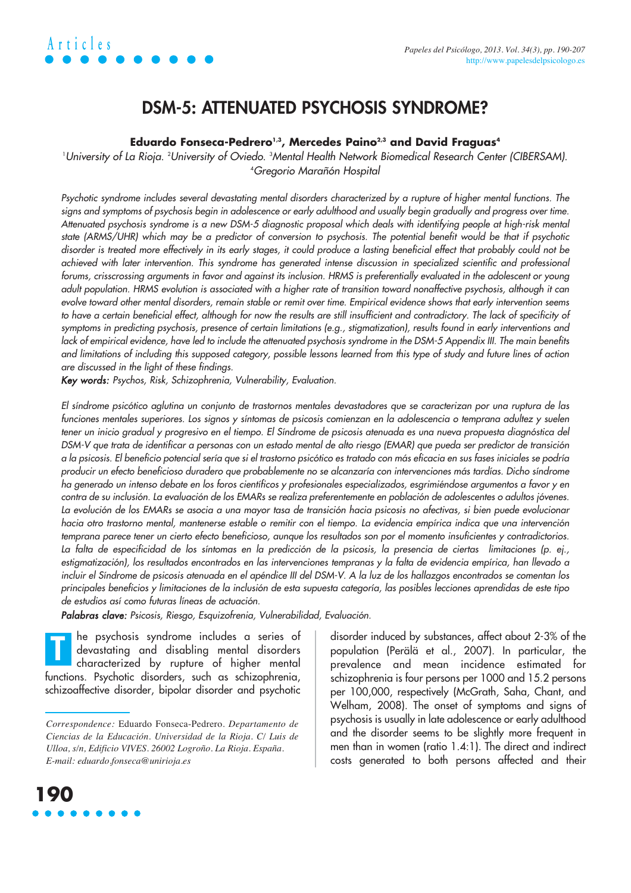# DSM-5: ATTENUATED PSYCHOSIS SYNDROME?

**Eduardo Fonseca-Pedrero[1,3], Mercedes Paino[2,3] and David Fraguas[4]**

[1]University of La Rioja. [2]University of Oviedo. [3]Mental Health Network Biomedical Research Center (CIBERSAM). [4]Gregorio Marañón Hospital

*Psychotic syndrome includes several devastating mental disorders characterized by a rupture of higher mental functions. The signs and symptoms of psychosis begin in adolescence or early adulthood and usually begin gradually and progress over time. Attenuated psychosis syndrome is a new DSM-5 diagnostic proposal which deals with identifying people at high-risk mental state (ARMS/UHR) which may be a predictor of conversion to psychosis. The potential benefit would be that if psychotic disorder is treated more effectively in its early stages, it could produce a lasting beneficial effect that probably could not be achieved with later intervention. This syndrome has generated intense discussion in specialized scientific and professional forums, crisscrossing arguments in favor and against its inclusion. HRMS is preferentially evaluated in the adolescent or young adult population. HRMS evolution is associated with a higher rate of transition toward nonaffective psychosis, although it can evolve toward other mental disorders, remain stable or remit over time. Empirical evidence shows that early intervention seems to have a certain beneficial effect, although for now the results are still insufficient and contradictory. The lack of specificity of symptoms in predicting psychosis, presence of certain limitations (e.g., stigmatization), results found in early interventions and lack of empirical evidence, have led to include the attenuated psychosis syndrome in the DSM-5 Appendix III. The main benefits and limitations of including this supposed category, possible lessons learned from this type of study and future lines of action are discussed in the light of these findings.*

***Key words:*** *Psychos, Risk, Schizophrenia, Vulnerability, Evaluation.*

*El síndrome psicótico aglutina un conjunto de trastornos mentales devastadores que se caracterizan por una ruptura de las funciones mentales superiores. Los signos y síntomas de psicosis comienzan en la adolescencia o temprana adultez y suelen tener un inicio gradual y progresivo en el tiempo. El Síndrome de psicosis atenuada es una nueva propuesta diagnóstica del DSM-V que trata de identificar a personas con un estado mental de alto riesgo (EMAR) que pueda ser predictor de transición a la psicosis. El beneficio potencial sería que si el trastorno psicótico es tratado con más eficacia en sus fases iniciales se podría producir un efecto beneficioso duradero que probablemente no se alcanzaría con intervenciones más tardías. Dicho síndrome ha generado un intenso debate en los foros científicos y profesionales especializados, esgrimiéndose argumentos a favor y en contra de su inclusión. La evaluación de los EMARs se realiza preferentemente en población de adolescentes o adultos jóvenes. La evolución de los EMARs se asocia a una mayor tasa de transición hacia psicosis no afectivas, si bien puede evolucionar hacia otro trastorno mental, mantenerse estable o remitir con el tiempo. La evidencia empírica indica que una intervención temprana parece tener un cierto efecto beneficioso, aunque los resultados son por el momento insuficientes y contradictorios. La falta de especificidad de los síntomas en la predicción de la psicosis, la presencia de ciertas limitaciones (p. ej., estigmatización), los resultados encontrados en las intervenciones tempranas y la falta de evidencia empírica, han llevado a incluir el Síndrome de psicosis atenuada en el apéndice III del DSM-V. A la luz de los hallazgos encontrados se comentan los principales beneficios y limitaciones de la inclusión de esta supuesta categoría, las posibles lecciones aprendidas de este tipo de estudios así como futuras líneas de actuación.*

***Palabras clave:*** *Psicosis, Riesgo, Esquizofrenia, Vulnerabilidad, Evaluación.*

The psychosis syndrome includes a series of devastating and disabling mental disorders characterized by rupture of higher mental functions. Psychotic disorders, such as schizophrenia, schizoaffective disorder, bipolar disorder and psychotic disorder induced by substances, affect about 2-3% of the population (Perälä et al., 2007). In particular, the prevalence and mean incidence estimated for schizophrenia is four persons per 1000 and 15.2 persons per 100,000, respectively (McGrath, Saha, Chant, and Welham, 2008). The onset of symptoms and signs of psychosis is usually in late adolescence or early adulthood and the disorder seems to be slightly more frequent in men than in women (ratio 1.4:1). The direct and indirect costs generated to both persons affected and their

*Correspondence:* Eduardo Fonseca-Pedrero. *Departamento de Ciencias de la Educación. Universidad de la Rioja. C/ Luis de Ulloa, s/n, Edificio VIVES. 26002 Logroño. La Rioja. España. E-mail: eduardo.fonseca@unirioja.es*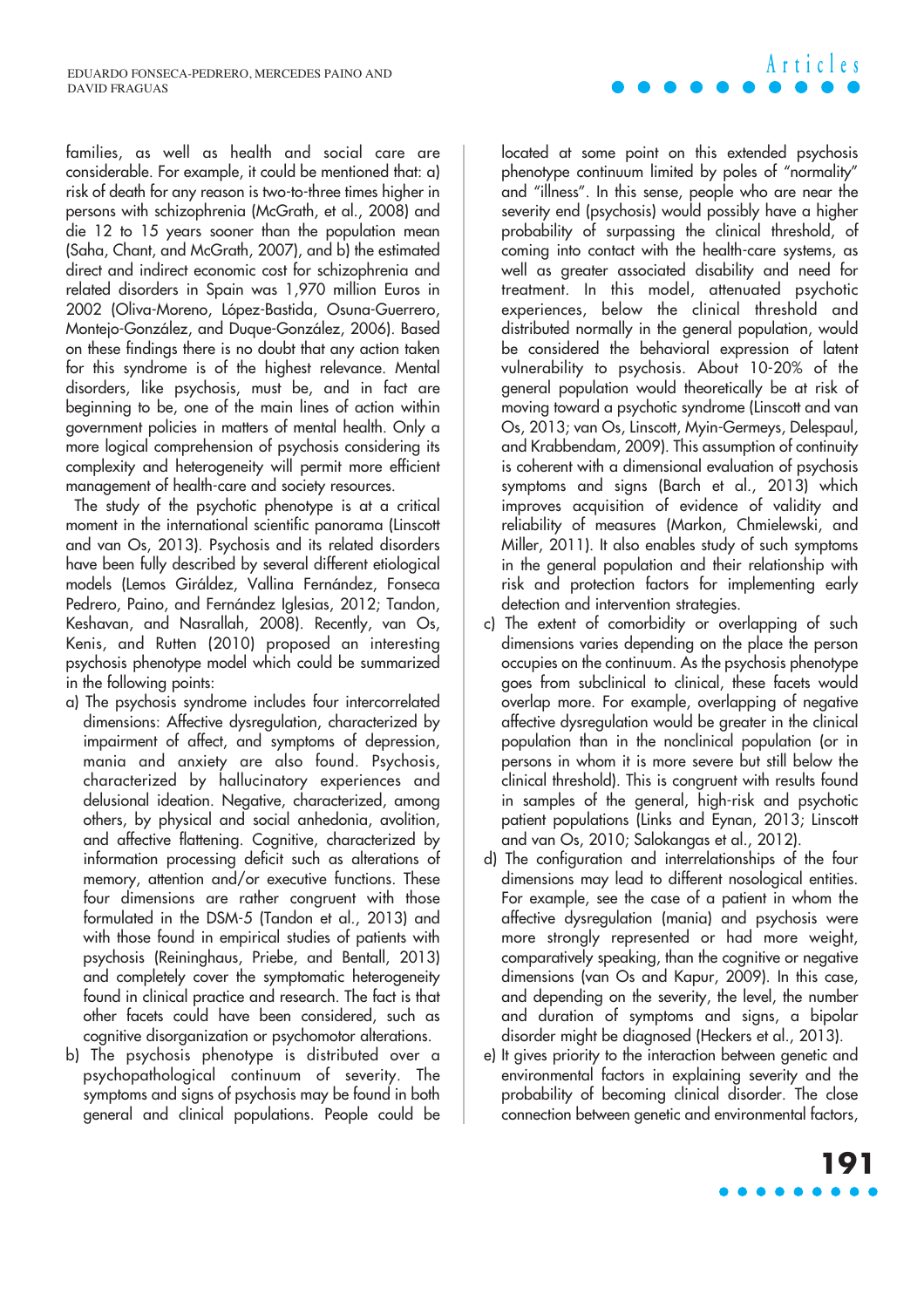families, as well as health and social care are considerable. For example, it could be mentioned that: a) risk of death for any reason is two-to-three times higher in persons with schizophrenia (McGrath, et al., 2008) and die 12 to 15 years sooner than the population mean (Saha, Chant, and McGrath, 2007), and b) the estimated direct and indirect economic cost for schizophrenia and related disorders in Spain was 1,970 million Euros in 2002 (Oliva-Moreno, López-Bastida, Osuna-Guerrero, Montejo-González, and Duque-González, 2006). Based on these findings there is no doubt that any action taken for this syndrome is of the highest relevance. Mental disorders, like psychosis, must be, and in fact are beginning to be, one of the main lines of action within government policies in matters of mental health. Only a more logical comprehension of psychosis considering its complexity and heterogeneity will permit more efficient management of health-care and society resources.

The study of the psychotic phenotype is at a critical moment in the international scientific panorama (Linscott and van Os, 2013). Psychosis and its related disorders have been fully described by several different etiological models (Lemos Giráldez, Vallina Fernández, Fonseca Pedrero, Paino, and Fernández Iglesias, 2012; Tandon, Keshavan, and Nasrallah, 2008). Recently, van Os, Kenis, and Rutten (2010) proposed an interesting psychosis phenotype model which could be summarized in the following points:

a) The psychosis syndrome includes four intercorrelated dimensions: Affective dysregulation, characterized by impairment of affect, and symptoms of depression, mania and anxiety are also found. Psychosis, characterized by hallucinatory experiences and delusional ideation. Negative, characterized, among others, by physical and social anhedonia, avolition, and affective flattening. Cognitive, characterized by information processing deficit such as alterations of memory, attention and/or executive functions. These four dimensions are rather congruent with those formulated in the DSM-5 (Tandon et al., 2013) and with those found in empirical studies of patients with psychosis (Reininghaus, Priebe, and Bentall, 2013) and completely cover the symptomatic heterogeneity found in clinical practice and research. The fact is that other facets could have been considered, such as cognitive disorganization or psychomotor alterations.
b) The psychosis phenotype is distributed over a psychopathological continuum of severity. The symptoms and signs of psychosis may be found in both general and clinical populations. People could be located at some point on this extended psychosis phenotype continuum limited by poles of "normality" and "illness". In this sense, people who are near the severity end (psychosis) would possibly have a higher probability of surpassing the clinical threshold, of coming into contact with the health-care systems, as well as greater associated disability and need for treatment. In this model, attenuated psychotic experiences, below the clinical threshold and distributed normally in the general population, would be considered the behavioral expression of latent vulnerability to psychosis. About 10-20% of the general population would theoretically be at risk of moving toward a psychotic syndrome (Linscott and van Os, 2013; van Os, Linscott, Myin-Germeys, Delespaul, and Krabbendam, 2009). This assumption of continuity is coherent with a dimensional evaluation of psychosis symptoms and signs (Barch et al., 2013) which improves acquisition of evidence of validity and reliability of measures (Markon, Chmielewski, and Miller, 2011). It also enables study of such symptoms in the general population and their relationship with risk and protection factors for implementing early detection and intervention strategies.
c) The extent of comorbidity or overlapping of such dimensions varies depending on the place the person occupies on the continuum. As the psychosis phenotype goes from subclinical to clinical, these facets would overlap more. For example, overlapping of negative affective dysregulation would be greater in the clinical population than in the nonclinical population (or in persons in whom it is more severe but still below the clinical threshold). This is congruent with results found in samples of the general, high-risk and psychotic patient populations (Links and Eynan, 2013; Linscott and van Os, 2010; Salokangas et al., 2012).
d) The configuration and interrelationships of the four dimensions may lead to different nosological entities. For example, see the case of a patient in whom the affective dysregulation (mania) and psychosis were more strongly represented or had more weight, comparatively speaking, than the cognitive or negative dimensions (van Os and Kapur, 2009). In this case, and depending on the severity, the level, the number and duration of symptoms and signs, a bipolar disorder might be diagnosed (Heckers et al., 2013).
e) It gives priority to the interaction between genetic and environmental factors in explaining severity and the probability of becoming clinical disorder. The close connection between genetic and environmental factors,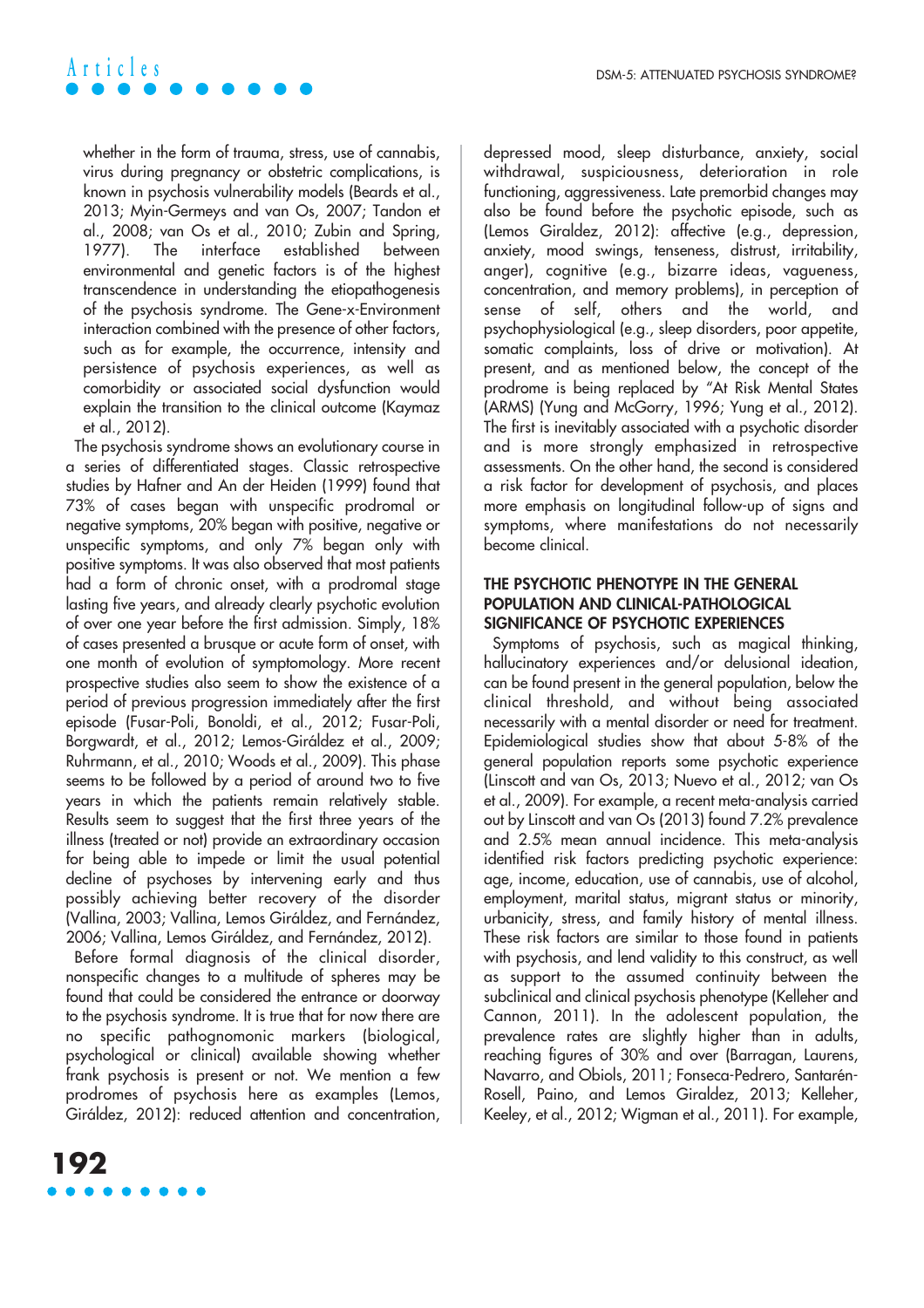whether in the form of trauma, stress, use of cannabis, virus during pregnancy or obstetric complications, is known in psychosis vulnerability models (Beards et al., 2013; Myin-Germeys and van Os, 2007; Tandon et al., 2008; van Os et al., 2010; Zubin and Spring, 1977). The interface established between environmental and genetic factors is of the highest transcendence in understanding the etiopathogenesis of the psychosis syndrome. The Gene-x-Environment interaction combined with the presence of other factors, such as for example, the occurrence, intensity and persistence of psychosis experiences, as well as comorbidity or associated social dysfunction would explain the transition to the clinical outcome (Kaymaz et al., 2012).

The psychosis syndrome shows an evolutionary course in a series of differentiated stages. Classic retrospective studies by Hafner and An der Heiden (1999) found that 73% of cases began with unspecific prodromal or negative symptoms, 20% began with positive, negative or unspecific symptoms, and only 7% began only with positive symptoms. It was also observed that most patients had a form of chronic onset, with a prodromal stage lasting five years, and already clearly psychotic evolution of over one year before the first admission. Simply, 18% of cases presented a brusque or acute form of onset, with one month of evolution of symptomology. More recent prospective studies also seem to show the existence of a period of previous progression immediately after the first episode (Fusar-Poli, Bonoldi, et al., 2012; Fusar-Poli, Borgwardt, et al., 2012; Lemos-Giráldez et al., 2009; Ruhrmann, et al., 2010; Woods et al., 2009). This phase seems to be followed by a period of around two to five years in which the patients remain relatively stable. Results seem to suggest that the first three years of the illness (treated or not) provide an extraordinary occasion for being able to impede or limit the usual potential decline of psychoses by intervening early and thus possibly achieving better recovery of the disorder (Vallina, 2003; Vallina, Lemos Giráldez, and Fernández, 2006; Vallina, Lemos Giráldez, and Fernández, 2012).

Before formal diagnosis of the clinical disorder, nonspecific changes to a multitude of spheres may be found that could be considered the entrance or doorway to the psychosis syndrome. It is true that for now there are no specific pathognomonic markers (biological, psychological or clinical) available showing whether frank psychosis is present or not. We mention a few prodromes of psychosis here as examples (Lemos, Giráldez, 2012): reduced attention and concentration, depressed mood, sleep disturbance, anxiety, social withdrawal, suspiciousness, deterioration in role functioning, aggressiveness. Late premorbid changes may also be found before the psychotic episode, such as (Lemos Giraldez, 2012): affective (e.g., depression, anxiety, mood swings, tenseness, distrust, irritability, anger), cognitive (e.g., bizarre ideas, vagueness, concentration, and memory problems), in perception of sense of self, others and the world, and psychophysiological (e.g., sleep disorders, poor appetite, somatic complaints, loss of drive or motivation). At present, and as mentioned below, the concept of the prodrome is being replaced by "At Risk Mental States (ARMS) (Yung and McGorry, 1996; Yung et al., 2012). The first is inevitably associated with a psychotic disorder and is more strongly emphasized in retrospective assessments. On the other hand, the second is considered a risk factor for development of psychosis, and places more emphasis on longitudinal follow-up of signs and symptoms, where manifestations do not necessarily become clinical.

## THE PSYCHOTIC PHENOTYPE IN THE GENERAL POPULATION AND CLINICAL-PATHOLOGICAL SIGNIFICANCE OF PSYCHOTIC EXPERIENCES

Symptoms of psychosis, such as magical thinking, hallucinatory experiences and/or delusional ideation, can be found present in the general population, below the clinical threshold, and without being associated necessarily with a mental disorder or need for treatment. Epidemiological studies show that about 5-8% of the general population reports some psychotic experience (Linscott and van Os, 2013; Nuevo et al., 2012; van Os et al., 2009). For example, a recent meta-analysis carried out by Linscott and van Os (2013) found 7.2% prevalence and 2.5% mean annual incidence. This meta-analysis identified risk factors predicting psychotic experience: age, income, education, use of cannabis, use of alcohol, employment, marital status, migrant status or minority, urbanicity, stress, and family history of mental illness. These risk factors are similar to those found in patients with psychosis, and lend validity to this construct, as well as support to the assumed continuity between the subclinical and clinical psychosis phenotype (Kelleher and Cannon, 2011). In the adolescent population, the prevalence rates are slightly higher than in adults, reaching figures of 30% and over (Barragan, Laurens, Navarro, and Obiols, 2011; Fonseca-Pedrero, Santarén-Rosell, Paino, and Lemos Giraldez, 2013; Kelleher, Keeley, et al., 2012; Wigman et al., 2011). For example,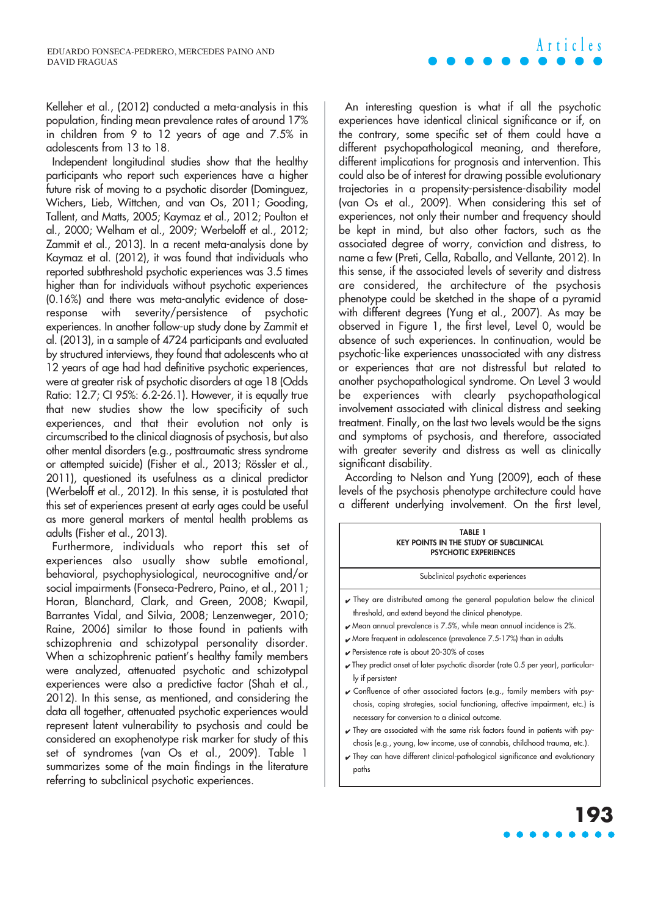Kelleher et al., (2012) conducted a meta-analysis in this population, finding mean prevalence rates of around 17% in children from 9 to 12 years of age and 7.5% in adolescents from 13 to 18.

Independent longitudinal studies show that the healthy participants who report such experiences have a higher future risk of moving to a psychotic disorder (Dominguez, Wichers, Lieb, Wittchen, and van Os, 2011; Gooding, Tallent, and Matts, 2005; Kaymaz et al., 2012; Poulton et al., 2000; Welham et al., 2009; Werbeloff et al., 2012; Zammit et al., 2013). In a recent meta-analysis done by Kaymaz et al. (2012), it was found that individuals who reported subthreshold psychotic experiences was 3.5 times higher than for individuals without psychotic experiences (0.16%) and there was meta-analytic evidence of dose-response with severity/persistence of psychotic experiences. In another follow-up study done by Zammit et al. (2013), in a sample of 4724 participants and evaluated by structured interviews, they found that adolescents who at 12 years of age had had definitive psychotic experiences, were at greater risk of psychotic disorders at age 18 (Odds Ratio: 12.7; CI 95%: 6.2-26.1). However, it is equally true that new studies show the low specificity of such experiences, and that their evolution not only is circumscribed to the clinical diagnosis of psychosis, but also other mental disorders (e.g., posttraumatic stress syndrome or attempted suicide) (Fisher et al., 2013; Rössler et al., 2011), questioned its usefulness as a clinical predictor (Werbeloff et al., 2012). In this sense, it is postulated that this set of experiences present at early ages could be useful as more general markers of mental health problems as adults (Fisher et al., 2013).

Furthermore, individuals who report this set of experiences also usually show subtle emotional, behavioral, psychophysiological, neurocognitive and/or social impairments (Fonseca-Pedrero, Paino, et al., 2011; Horan, Blanchard, Clark, and Green, 2008; Kwapil, Barrantes Vidal, and Silvia, 2008; Lenzenweger, 2010; Raine, 2006) similar to those found in patients with schizophrenia and schizotypal personality disorder. When a schizophrenic patient's healthy family members were analyzed, attenuated psychotic and schizotypal experiences were also a predictive factor (Shah et al., 2012). In this sense, as mentioned, and considering the data all together, attenuated psychotic experiences would represent latent vulnerability to psychosis and could be considered an exophenotype risk marker for study of this set of syndromes (van Os et al., 2009). Table 1 summarizes some of the main findings in the literature referring to subclinical psychotic experiences.

An interesting question is what if all the psychotic experiences have identical clinical significance or if, on the contrary, some specific set of them could have a different psychopathological meaning, and therefore, different implications for prognosis and intervention. This could also be of interest for drawing possible evolutionary trajectories in a propensity-persistence-disability model (van Os et al., 2009). When considering this set of experiences, not only their number and frequency should be kept in mind, but also other factors, such as the associated degree of worry, conviction and distress, to name a few (Preti, Cella, Raballo, and Vellante, 2012). In this sense, if the associated levels of severity and distress are considered, the architecture of the psychosis phenotype could be sketched in the shape of a pyramid with different degrees (Yung et al., 2007). As may be observed in Figure 1, the first level, Level 0, would be absence of such experiences. In continuation, would be psychotic-like experiences unassociated with any distress or experiences that are not distressful but related to another psychopathological syndrome. On Level 3 would be experiences with clearly psychopathological involvement associated with clinical distress and seeking treatment. Finally, on the last two levels would be the signs and symptoms of psychosis, and therefore, associated with greater severity and distress as well as clinically significant disability.

According to Nelson and Yung (2009), each of these levels of the psychosis phenotype architecture could have a different underlying involvement. On the first level,

**TABLE 1**
**KEY POINTS IN THE STUDY OF SUBCLINICAL PSYCHOTIC EXPERIENCES**

| Subclinical psychotic experiences |
|---|
| ✔ They are distributed among the general population below the clinical threshold, and extend beyond the clinical phenotype. |
| ✔ Mean annual prevalence is 7.5%, while mean annual incidence is 2%. |
| ✔ More frequent in adolescence (prevalence 7.5-17%) than in adults |
| ✔ Persistence rate is about 20-30% of cases |
| ✔ They predict onset of later psychotic disorder (rate 0.5 per year), particularly if persistent |
| ✔ Confluence of other associated factors (e.g., family members with psychosis, coping strategies, social functioning, affective impairment, etc.) is necessary for conversion to a clinical outcome. |
| ✔ They are associated with the same risk factors found in patients with psychosis (e.g., young, low income, use of cannabis, childhood trauma, etc.). |
| ✔ They can have different clinical-pathological significance and evolutionary paths |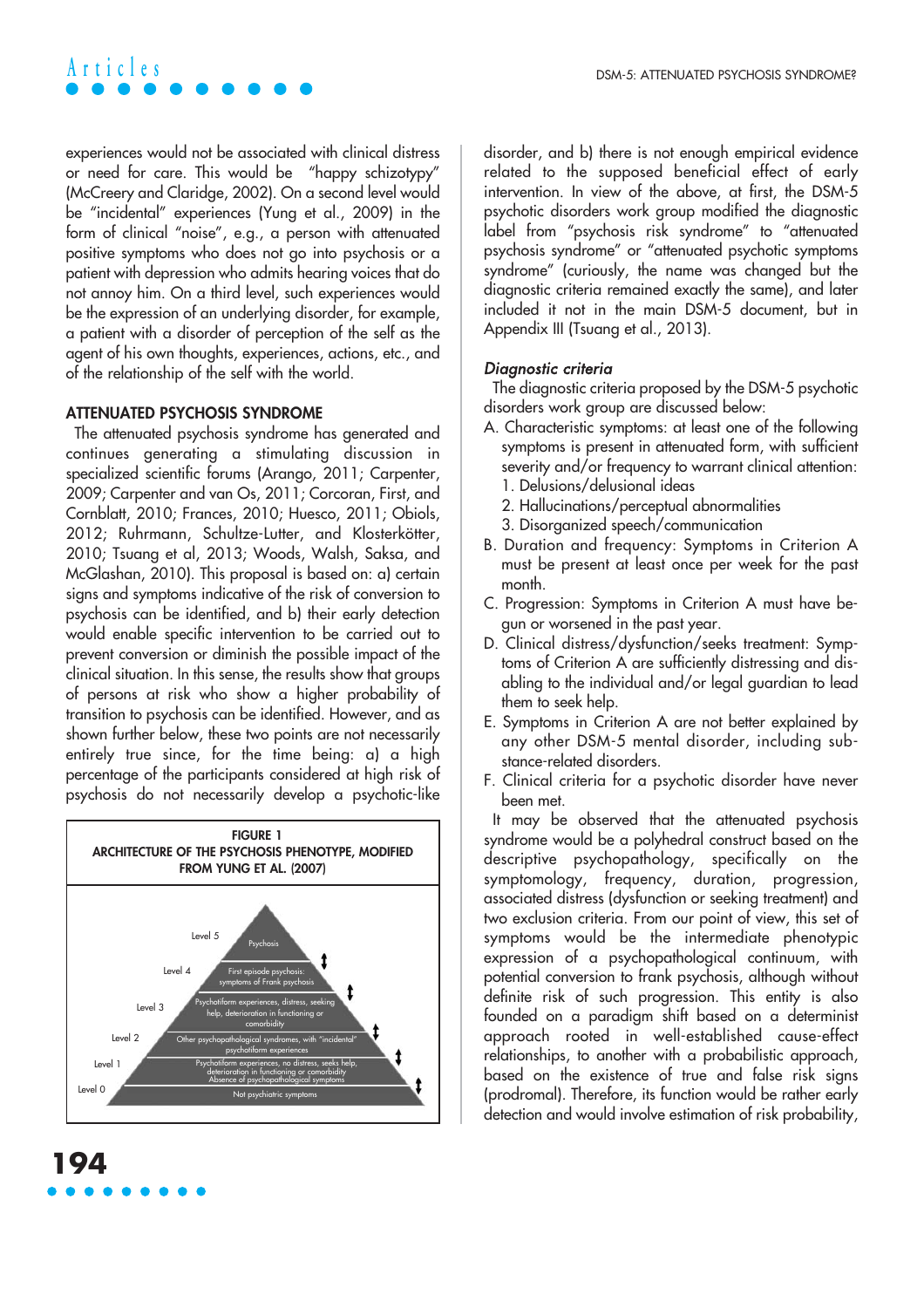experiences would not be associated with clinical distress or need for care. This would be "happy schizotypy" (McCreery and Claridge, 2002). On a second level would be "incidental" experiences (Yung et al., 2009) in the form of clinical "noise", e.g., a person with attenuated positive symptoms who does not go into psychosis or a patient with depression who admits hearing voices that do not annoy him. On a third level, such experiences would be the expression of an underlying disorder, for example, a patient with a disorder of perception of the self as the agent of his own thoughts, experiences, actions, etc., and of the relationship of the self with the world.

## ATTENUATED PSYCHOSIS SYNDROME

The attenuated psychosis syndrome has generated and continues generating a stimulating discussion in specialized scientific forums (Arango, 2011; Carpenter, 2009; Carpenter and van Os, 2011; Corcoran, First, and Cornblatt, 2010; Frances, 2010; Huesco, 2011; Obiols, 2012; Ruhrmann, Schultze-Lutter, and Klosterkötter, 2010; Tsuang et al, 2013; Woods, Walsh, Saksa, and McGlashan, 2010). This proposal is based on: a) certain signs and symptoms indicative of the risk of conversion to psychosis can be identified, and b) their early detection would enable specific intervention to be carried out to prevent conversion or diminish the possible impact of the clinical situation. In this sense, the results show that groups of persons at risk who show a higher probability of transition to psychosis can be identified. However, and as shown further below, these two points are not necessarily entirely true since, for the time being: a) a high percentage of the participants considered at high risk of psychosis do not necessarily develop a psychotic-like disorder, and b) there is not enough empirical evidence related to the supposed beneficial effect of early intervention. In view of the above, at first, the DSM-5 psychotic disorders work group modified the diagnostic label from "psychosis risk syndrome" to "attenuated psychosis syndrome" or "attenuated psychotic symptoms syndrome" (curiously, the name was changed but the diagnostic criteria remained exactly the same), and later included it not in the main DSM-5 document, but in Appendix III (Tsuang et al., 2013).

**FIGURE 1**
**ARCHITECTURE OF THE PSYCHOSIS PHENOTYPE, MODIFIED FROM YUNG ET AL. (2007)**

| Level | Description |
|---|---|
| Level 5 | Psychosis |
| Level 4 | First episode psychosis: symptoms of Frank psychosis |
| Level 3 | Psychotiform experiences, distress, seeking help, deterioration in functioning or comorbidity |
| Level 2 | Other psychopathological syndromes, with "incidental" psychotiform experiences |
| Level 1 | Psychotiform experiences, no distress, seeks help, deterioration in functioning or comorbidity Absence of psychopathological symptoms |
| Level 0 | Not psychiatric symptoms |

### *Diagnostic criteria*

The diagnostic criteria proposed by the DSM-5 psychotic disorders work group are discussed below:

A. Characteristic symptoms: at least one of the following symptoms is present in attenuated form, with sufficient severity and/or frequency to warrant clinical attention:
   1. Delusions/delusional ideas
   2. Hallucinations/perceptual abnormalities
   3. Disorganized speech/communication
B. Duration and frequency: Symptoms in Criterion A must be present at least once per week for the past month.
C. Progression: Symptoms in Criterion A must have begun or worsened in the past year.
D. Clinical distress/dysfunction/seeks treatment: Symptoms of Criterion A are sufficiently distressing and disabling to the individual and/or legal guardian to lead them to seek help.
E. Symptoms in Criterion A are not better explained by any other DSM-5 mental disorder, including substance-related disorders.
F. Clinical criteria for a psychotic disorder have never been met.

It may be observed that the attenuated psychosis syndrome would be a polyhedral construct based on the descriptive psychopathology, specifically on the symptomology, frequency, duration, progression, associated distress (dysfunction or seeking treatment) and two exclusion criteria. From our point of view, this set of symptoms would be the intermediate phenotypic expression of a psychopathological continuum, with potential conversion to frank psychosis, although without definite risk of such progression. This entity is also founded on a paradigm shift based on a determinist approach rooted in well-established cause-effect relationships, to another with a probabilistic approach, based on the existence of true and false risk signs (prodromal). Therefore, its function would be rather early detection and would involve estimation of risk probability,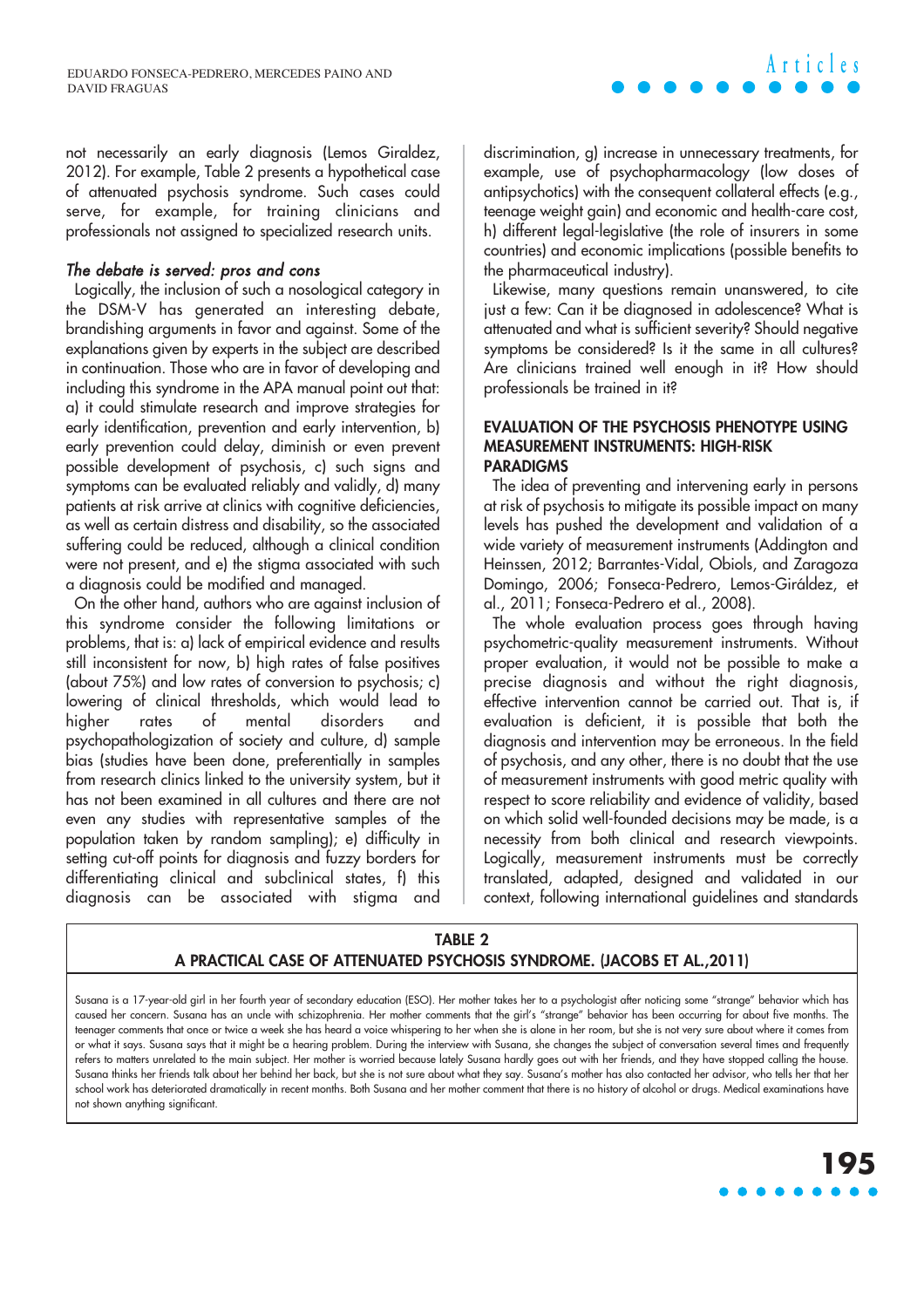not necessarily an early diagnosis (Lemos Giraldez, 2012). For example, Table 2 presents a hypothetical case of attenuated psychosis syndrome. Such cases could serve, for example, for training clinicians and professionals not assigned to specialized research units.

### *The debate is served: pros and cons*

Logically, the inclusion of such a nosological category in the DSM-V has generated an interesting debate, brandishing arguments in favor and against. Some of the explanations given by experts in the subject are described in continuation. Those who are in favor of developing and including this syndrome in the APA manual point out that: a) it could stimulate research and improve strategies for early identification, prevention and early intervention, b) early prevention could delay, diminish or even prevent possible development of psychosis, c) such signs and symptoms can be evaluated reliably and validly, d) many patients at risk arrive at clinics with cognitive deficiencies, as well as certain distress and disability, so the associated suffering could be reduced, although a clinical condition were not present, and e) the stigma associated with such a diagnosis could be modified and managed.

On the other hand, authors who are against inclusion of this syndrome consider the following limitations or problems, that is: a) lack of empirical evidence and results still inconsistent for now, b) high rates of false positives (about 75%) and low rates of conversion to psychosis; c) lowering of clinical thresholds, which would lead to higher rates of mental disorders and psychopathologization of society and culture, d) sample bias (studies have been done, preferentially in samples from research clinics linked to the university system, but it has not been examined in all cultures and there are not even any studies with representative samples of the population taken by random sampling); e) difficulty in setting cut-off points for diagnosis and fuzzy borders for differentiating clinical and subclinical states, f) this diagnosis can be associated with stigma and discrimination, g) increase in unnecessary treatments, for example, use of psychopharmacology (low doses of antipsychotics) with the consequent collateral effects (e.g., teenage weight gain) and economic and health-care cost, h) different legal-legislative (the role of insurers in some countries) and economic implications (possible benefits to the pharmaceutical industry).

Likewise, many questions remain unanswered, to cite just a few: Can it be diagnosed in adolescence? What is attenuated and what is sufficient severity? Should negative symptoms be considered? Is it the same in all cultures? Are clinicians trained well enough in it? How should professionals be trained in it?

## EVALUATION OF THE PSYCHOSIS PHENOTYPE USING MEASUREMENT INSTRUMENTS: HIGH-RISK PARADIGMS

The idea of preventing and intervening early in persons at risk of psychosis to mitigate its possible impact on many levels has pushed the development and validation of a wide variety of measurement instruments (Addington and Heinssen, 2012; Barrantes-Vidal, Obiols, and Zaragoza Domingo, 2006; Fonseca-Pedrero, Lemos-Giráldez, et al., 2011; Fonseca-Pedrero et al., 2008).

The whole evaluation process goes through having psychometric-quality measurement instruments. Without proper evaluation, it would not be possible to make a precise diagnosis and without the right diagnosis, effective intervention cannot be carried out. That is, if evaluation is deficient, it is possible that both the diagnosis and intervention may be erroneous. In the field of psychosis, and any other, there is no doubt that the use of measurement instruments with good metric quality with respect to score reliability and evidence of validity, based on which solid well-founded decisions may be made, is a necessity from both clinical and research viewpoints. Logically, measurement instruments must be correctly translated, adapted, designed and validated in our context, following international guidelines and standards

**TABLE 2**
**A PRACTICAL CASE OF ATTENUATED PSYCHOSIS SYNDROME. (JACOBS ET AL.,2011)**

Susana is a 17-year-old girl in her fourth year of secondary education (ESO). Her mother takes her to a psychologist after noticing some "strange" behavior which has caused her concern. Susana has an uncle with schizophrenia. Her mother comments that the girl's "strange" behavior has been occurring for about five months. The teenager comments that once or twice a week she has heard a voice whispering to her when she is alone in her room, but she is not very sure about where it comes from or what it says. Susana says that it might be a hearing problem. During the interview with Susana, she changes the subject of conversation several times and frequently refers to matters unrelated to the main subject. Her mother is worried because lately Susana hardly goes out with her friends, and they have stopped calling the house. Susana thinks her friends talk about her behind her back, but she is not sure about what they say. Susana's mother has also contacted her advisor, who tells her that her school work has deteriorated dramatically in recent months. Both Susana and her mother comment that there is no history of alcohol or drugs. Medical examinations have not shown anything significant.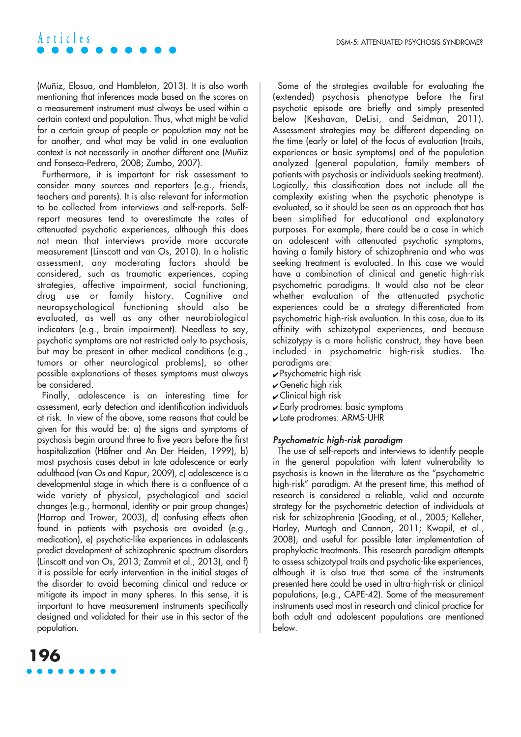(Muñiz, Elosua, and Hambleton, 2013). It is also worth mentioning that inferences made based on the scores on a measurement instrument must always be used within a certain context and population. Thus, what might be valid for a certain group of people or population may not be for another, and what may be valid in one evaluation context is not necessarily in another different one (Muñiz and Fonseca-Pedrero, 2008; Zumbo, 2007).

Furthermore, it is important for risk assessment to consider many sources and reporters (e.g., friends, teachers and parents). It is also relevant for information to be collected from interviews and self-reports. Self-report measures tend to overestimate the rates of attenuated psychotic experiences, although this does not mean that interviews provide more accurate measurement (Linscott and van Os, 2010). In a holistic assessment, any moderating factors should be considered, such as traumatic experiences, coping strategies, affective impairment, social functioning, drug use or family history. Cognitive and neuropsychological functioning should also be evaluated, as well as any other neurobiological indicators (e.g., brain impairment). Needless to say, psychotic symptoms are not restricted only to psychosis, but may be present in other medical conditions (e.g., tumors or other neurological problems), so other possible explanations of theses symptoms must always be considered.

Finally, adolescence is an interesting time for assessment, early detection and identification individuals at risk. In view of the above, some reasons that could be given for this would be: a) the signs and symptoms of psychosis begin around three to five years before the first hospitalization (Häfner and An Der Heiden, 1999), b) most psychosis cases debut in late adolescence or early adulthood (van Os and Kapur, 2009), c) adolescence is a developmental stage in which there is a confluence of a wide variety of physical, psychological and social changes (e.g., hormonal, identity or pair group changes) (Harrop and Trower, 2003), d) confusing effects often found in patients with psychosis are avoided (e.g., medication), e) psychotic-like experiences in adolescents predict development of schizophrenic spectrum disorders (Linscott and van Os, 2013; Zammit et al., 2013), and f) it is possible for early intervention in the initial stages of the disorder to avoid becoming clinical and reduce or mitigate its impact in many spheres. In this sense, it is important to have measurement instruments specifically designed and validated for their use in this sector of the population.

Some of the strategies available for evaluating the (extended) psychosis phenotype before the first psychotic episode are briefly and simply presented below (Keshavan, DeLisi, and Seidman, 2011). Assessment strategies may be different depending on the time (early or late) of the focus of evaluation (traits, experiences or basic symptoms) and of the population analyzed (general population, family members of patients with psychosis or individuals seeking treatment). Logically, this classification does not include all the complexity existing when the psychotic phenotype is evaluated, so it should be seen as an approach that has been simplified for educational and explanatory purposes. For example, there could be a case in which an adolescent with attenuated psychotic symptoms, having a family history of schizophrenia and who was seeking treatment is evaluated. In this case we would have a combination of clinical and genetic high-risk psychometric paradigms. It would also not be clear whether evaluation of the attenuated psychotic experiences could be a strategy differentiated from psychometric high-risk evaluation. In this case, due to its affinity with schizotypal experiences, and because schizotypy is a more holistic construct, they have been included in psychometric high-risk studies. The paradigms are:

- ✔ Psychometric high risk
- ✔ Genetic high risk
- ✔ Clinical high risk
- ✔ Early prodromes: basic symptoms
- ✔ Late prodromes: ARMS-UHR

### *Psychometric high-risk paradigm*

The use of self-reports and interviews to identify people in the general population with latent vulnerability to psychosis is known in the literature as the "psychometric high-risk" paradigm. At the present time, this method of research is considered a reliable, valid and accurate strategy for the psychometric detection of individuals at risk for schizophrenia (Gooding, et al., 2005; Kelleher, Harley, Murtagh and Cannon, 2011; Kwapil, et al., 2008), and useful for possible later implementation of prophylactic treatments. This research paradigm attempts to assess schizotypal traits and psychotic-like experiences, although it is also true that some of the instruments presented here could be used in ultra-high-risk or clinical populations, (e.g., CAPE-42). Some of the measurement instruments used most in research and clinical practice for both adult and adolescent populations are mentioned below.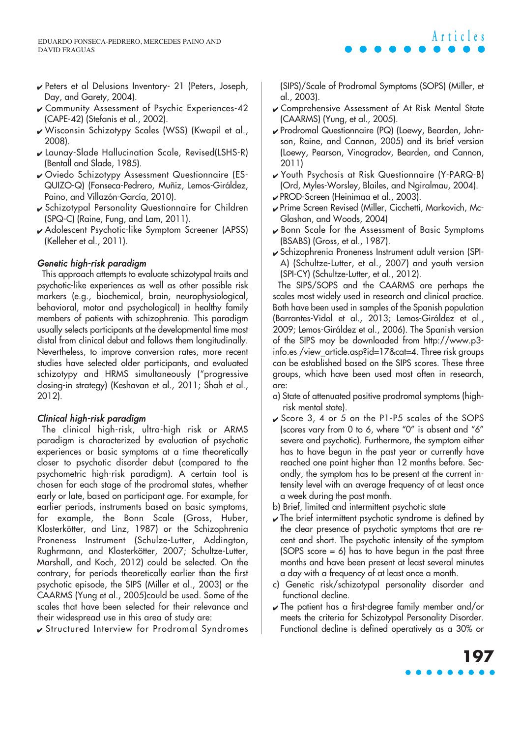- Peters et al Delusions Inventory- 21 (Peters, Joseph, Day, and Garety, 2004).
- Community Assessment of Psychic Experiences-42 (CAPE-42) (Stefanis et al., 2002).
- Wisconsin Schizotypy Scales (WSS) (Kwapil et al., 2008).
- Launay-Slade Hallucination Scale, Revised(LSHS-R) (Bentall and Slade, 1985).
- Oviedo Schizotypy Assessment Questionnaire (ESQUIZO-Q) (Fonseca-Pedrero, Muñiz, Lemos-Giráldez, Paino, and Villazón-García, 2010).
- Schizotypal Personality Questionnaire for Children (SPQ-C) (Raine, Fung, and Lam, 2011).
- Adolescent Psychotic-like Symptom Screener (APSS) (Kelleher et al., 2011).

*Genetic high-risk paradigm*

This approach attempts to evaluate schizotypal traits and psychotic-like experiences as well as other possible risk markers (e.g., biochemical, brain, neurophysiological, behavioral, motor and psychological) in healthy family members of patients with schizophrenia. This paradigm usually selects participants at the developmental time most distal from clinical debut and follows them longitudinally. Nevertheless, to improve conversion rates, more recent studies have selected older participants, and evaluated schizotypy and HRMS simultaneously ("progressive closing-in strategy) (Keshavan et al., 2011; Shah et al., 2012).

*Clinical high-risk paradigm*

The clinical high-risk, ultra-high risk or ARMS paradigm is characterized by evaluation of psychotic experiences or basic symptoms at a time theoretically closer to psychotic disorder debut (compared to the psychometric high-risk paradigm). A certain tool is chosen for each stage of the prodromal states, whether early or late, based on participant age. For example, for earlier periods, instruments based on basic symptoms, for example, the Bonn Scale (Gross, Huber, Klosterkötter, and Linz, 1987) or the Schizophrenia Proneness Instrument (Schulze-Lutter, Addington, Rughrmann, and Klosterkötter, 2007; Schultze-Lutter, Marshall, and Koch, 2012) could be selected. On the contrary, for periods theoretically earlier than the first psychotic episode, the SIPS (Miller et al., 2003) or the CAARMS (Yung et al., 2005)could be used. Some of the scales that have been selected for their relevance and their widespread use in this area of study are:

- Structured Interview for Prodromal Syndromes (SIPS)/Scale of Prodromal Symptoms (SOPS) (Miller, et al., 2003).
- Comprehensive Assessment of At Risk Mental State (CAARMS) (Yung, et al., 2005).
- Prodromal Questionnaire (PQ) (Loewy, Bearden, Johnson, Raine, and Cannon, 2005) and its brief version (Loewy, Pearson, Vinogradov, Bearden, and Cannon, 2011)
- Youth Psychosis at Risk Questionnaire (Y-PARQ-B) (Ord, Myles-Worsley, Blailes, and Ngiralmau, 2004).
- PROD-Screen (Heinimaa et al., 2003).
- Prime Screen Revised (Miller, Cicchetti, Markovich, McGlashan, and Woods, 2004)
- Bonn Scale for the Assessment of Basic Symptoms (BSABS) (Gross, et al., 1987).
- Schizophrenia Proneness Instrument adult version (SPI-A) (Schultze-Lutter, et al., 2007) and youth version (SPI-CY) (Schultze-Lutter, et al., 2012).

The SIPS/SOPS and the CAARMS are perhaps the scales most widely used in research and clinical practice. Both have been used in samples of the Spanish population (Barrantes-Vidal et al., 2013; Lemos-Giráldez et al., 2009; Lemos-Giráldez et al., 2006). The Spanish version of the SIPS may be downloaded from http://www.p3-info.es /view_article.asp?id=17&cat=4. Three risk groups can be established based on the SIPS scores. These three groups, which have been used most often in research, are:

a) State of attenuated positive prodromal symptoms (high-risk mental state).
   - Score 3, 4 or 5 on the P1-P5 scales of the SOPS (scores vary from 0 to 6, where "0" is absent and "6" severe and psychotic). Furthermore, the symptom either has to have begun in the past year or currently have reached one point higher than 12 months before. Secondly, the symptom has to be present at the current intensity level with an average frequency of at least once a week during the past month.

b) Brief, limited and intermittent psychotic state
   - The brief intermittent psychotic syndrome is defined by the clear presence of psychotic symptoms that are recent and short. The psychotic intensity of the symptom (SOPS score = 6) has to have begun in the past three months and have been present at least several minutes a day with a frequency of at least once a month.

c) Genetic risk/schizotypal personality disorder and functional decline.
   - The patient has a first-degree family member and/or meets the criteria for Schizotypal Personality Disorder. Functional decline is defined operatively as a 30% or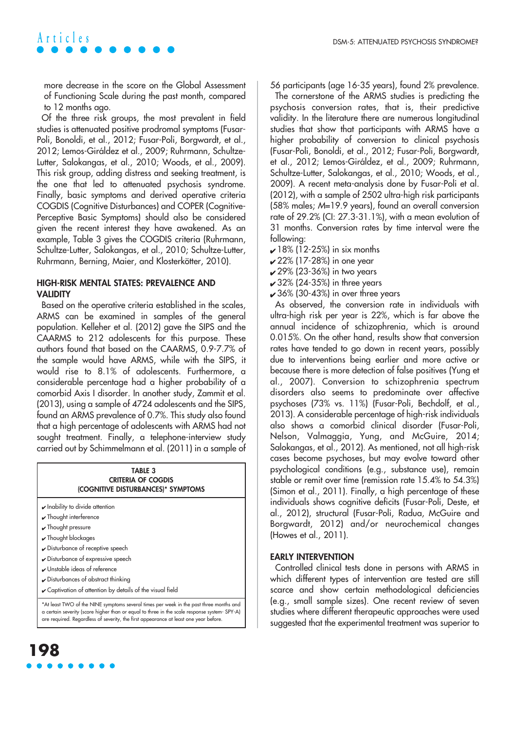more decrease in the score on the Global Assessment of Functioning Scale during the past month, compared to 12 months ago.

Of the three risk groups, the most prevalent in field studies is attenuated positive prodromal symptoms (Fusar-Poli, Bonoldi, et al., 2012; Fusar-Poli, Borgwardt, et al., 2012; Lemos-Giráldez et al., 2009; Ruhrmann, Schultze-Lutter, Salokangas, et al., 2010; Woods, et al., 2009). This risk group, adding distress and seeking treatment, is the one that led to attenuated psychosis syndrome. Finally, basic symptoms and derived operative criteria COGDIS (Cognitive Disturbances) and COPER (Cognitive-Perceptive Basic Symptoms) should also be considered given the recent interest they have awakened. As an example, Table 3 gives the COGDIS criteria (Ruhrmann, Schultze-Lutter, Salokangas, et al., 2010; Schultze-Lutter, Ruhrmann, Berning, Maier, and Klosterkötter, 2010).

## HIGH-RISK MENTAL STATES: PREVALENCE AND VALIDITY

Based on the operative criteria established in the scales, ARMS can be examined in samples of the general population. Kelleher et al. (2012) gave the SIPS and the CAARMS to 212 adolescents for this purpose. These authors found that based on the CAARMS, 0.9-7.7% of the sample would have ARMS, while with the SIPS, it would rise to 8.1% of adolescents. Furthermore, a considerable percentage had a higher probability of a comorbid Axis I disorder. In another study, Zammit et al. (2013), using a sample of 4724 adolescents and the SIPS, found an ARMS prevalence of 0.7%. This study also found that a high percentage of adolescents with ARMS had not sought treatment. Finally, a telephone-interview study carried out by Schimmelmann et al. (2011) in a sample of 56 participants (age 16-35 years), found 2% prevalence.

**TABLE 3**
**CRITERIA OF COGDIS**
**(COGNITIVE DISTURBANCES)* SYMPTOMS**

- ✔ Inability to divide attention
- ✔ Thought interference
- ✔ Thought pressure
- ✔ Thought blockages
- ✔ Disturbance of receptive speech
- ✔ Disturbance of expressive speech
- ✔ Unstable ideas of reference
- ✔ Disturbances of abstract thinking
- ✔ Captivation of attention by details of the visual field

*At least TWO of the NINE symptoms several times per week in the past three months and a certain severity (score higher than or equal to three in the scale response system- SPY-A) are required. Regardless of severity, the first appearance at least one year before.

The cornerstone of the ARMS studies is predicting the psychosis conversion rates, that is, their predictive validity. In the literature there are numerous longitudinal studies that show that participants with ARMS have a higher probability of conversion to clinical psychosis (Fusar-Poli, Bonoldi, et al., 2012; Fusar-Poli, Borgwardt, et al., 2012; Lemos-Giráldez, et al., 2009; Ruhrmann, Schultze-Lutter, Salokangas, et al., 2010; Woods, et al., 2009). A recent meta-analysis done by Fusar-Poli et al. (2012), with a sample of 2502 ultra-high risk participants (58% males; *M*=19.9 years), found an overall conversion rate of 29.2% (CI: 27.3-31.1%), with a mean evolution of 31 months. Conversion rates by time interval were the following:

- ✔ 18% (12-25%) in six months
- ✔ 22% (17-28%) in one year
- ✔ 29% (23-36%) in two years
- ✔ 32% (24-35%) in three years
- ✔ 36% (30-43%) in over three years

As observed, the conversion rate in individuals with ultra-high risk per year is 22%, which is far above the annual incidence of schizophrenia, which is around 0.015%. On the other hand, results show that conversion rates have tended to go down in recent years, possibly due to interventions being earlier and more active or because there is more detection of false positives (Yung et al., 2007). Conversion to schizophrenia spectrum disorders also seems to predominate over affective psychoses (73% vs. 11%) (Fusar-Poli, Bechdolf, et al., 2013). A considerable percentage of high-risk individuals also shows a comorbid clinical disorder (Fusar-Poli, Nelson, Valmaggia, Yung, and McGuire, 2014; Salokangas, et al., 2012). As mentioned, not all high-risk cases become psychoses, but may evolve toward other psychological conditions (e.g., substance use), remain stable or remit over time (remission rate 15.4% to 54.3%) (Simon et al., 2011). Finally, a high percentage of these individuals shows cognitive deficits (Fusar-Poli, Deste, et al., 2012), structural (Fusar-Poli, Radua, McGuire and Borgwardt, 2012) and/or neurochemical changes (Howes et al., 2011).

## EARLY INTERVENTION

Controlled clinical tests done in persons with ARMS in which different types of intervention are tested are still scarce and show certain methodological deficiencies (e.g., small sample sizes). One recent review of seven studies where different therapeutic approaches were used suggested that the experimental treatment was superior to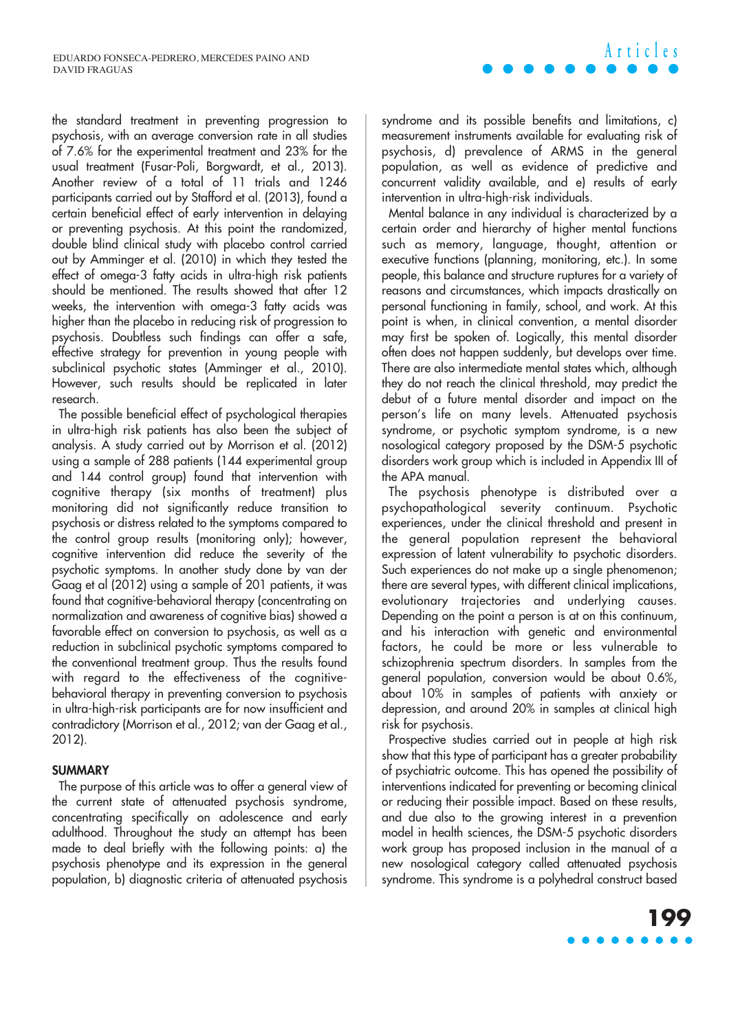the standard treatment in preventing progression to psychosis, with an average conversion rate in all studies of 7.6% for the experimental treatment and 23% for the usual treatment (Fusar-Poli, Borgwardt, et al., 2013). Another review of a total of 11 trials and 1246 participants carried out by Stafford et al. (2013), found a certain beneficial effect of early intervention in delaying or preventing psychosis. At this point the randomized, double blind clinical study with placebo control carried out by Amminger et al. (2010) in which they tested the effect of omega-3 fatty acids in ultra-high risk patients should be mentioned. The results showed that after 12 weeks, the intervention with omega-3 fatty acids was higher than the placebo in reducing risk of progression to psychosis. Doubtless such findings can offer a safe, effective strategy for prevention in young people with subclinical psychotic states (Amminger et al., 2010). However, such results should be replicated in later research.

The possible beneficial effect of psychological therapies in ultra-high risk patients has also been the subject of analysis. A study carried out by Morrison et al. (2012) using a sample of 288 patients (144 experimental group and 144 control group) found that intervention with cognitive therapy (six months of treatment) plus monitoring did not significantly reduce transition to psychosis or distress related to the symptoms compared to the control group results (monitoring only); however, cognitive intervention did reduce the severity of the psychotic symptoms. In another study done by van der Gaag et al (2012) using a sample of 201 patients, it was found that cognitive-behavioral therapy (concentrating on normalization and awareness of cognitive bias) showed a favorable effect on conversion to psychosis, as well as a reduction in subclinical psychotic symptoms compared to the conventional treatment group. Thus the results found with regard to the effectiveness of the cognitive-behavioral therapy in preventing conversion to psychosis in ultra-high-risk participants are for now insufficient and contradictory (Morrison et al., 2012; van der Gaag et al., 2012).

## SUMMARY

The purpose of this article was to offer a general view of the current state of attenuated psychosis syndrome, concentrating specifically on adolescence and early adulthood. Throughout the study an attempt has been made to deal briefly with the following points: a) the psychosis phenotype and its expression in the general population, b) diagnostic criteria of attenuated psychosis syndrome and its possible benefits and limitations, c) measurement instruments available for evaluating risk of psychosis, d) prevalence of ARMS in the general population, as well as evidence of predictive and concurrent validity available, and e) results of early intervention in ultra-high-risk individuals.

Mental balance in any individual is characterized by a certain order and hierarchy of higher mental functions such as memory, language, thought, attention or executive functions (planning, monitoring, etc.). In some people, this balance and structure ruptures for a variety of reasons and circumstances, which impacts drastically on personal functioning in family, school, and work. At this point is when, in clinical convention, a mental disorder may first be spoken of. Logically, this mental disorder often does not happen suddenly, but develops over time. There are also intermediate mental states which, although they do not reach the clinical threshold, may predict the debut of a future mental disorder and impact on the person's life on many levels. Attenuated psychosis syndrome, or psychotic symptom syndrome, is a new nosological category proposed by the DSM-5 psychotic disorders work group which is included in Appendix III of the APA manual.

The psychosis phenotype is distributed over a psychopathological severity continuum. Psychotic experiences, under the clinical threshold and present in the general population represent the behavioral expression of latent vulnerability to psychotic disorders. Such experiences do not make up a single phenomenon; there are several types, with different clinical implications, evolutionary trajectories and underlying causes. Depending on the point a person is at on this continuum, and his interaction with genetic and environmental factors, he could be more or less vulnerable to schizophrenia spectrum disorders. In samples from the general population, conversion would be about 0.6%, about 10% in samples of patients with anxiety or depression, and around 20% in samples at clinical high risk for psychosis.

Prospective studies carried out in people at high risk show that this type of participant has a greater probability of psychiatric outcome. This has opened the possibility of interventions indicated for preventing or becoming clinical or reducing their possible impact. Based on these results, and due also to the growing interest in a prevention model in health sciences, the DSM-5 psychotic disorders work group has proposed inclusion in the manual of a new nosological category called attenuated psychosis syndrome. This syndrome is a polyhedral construct based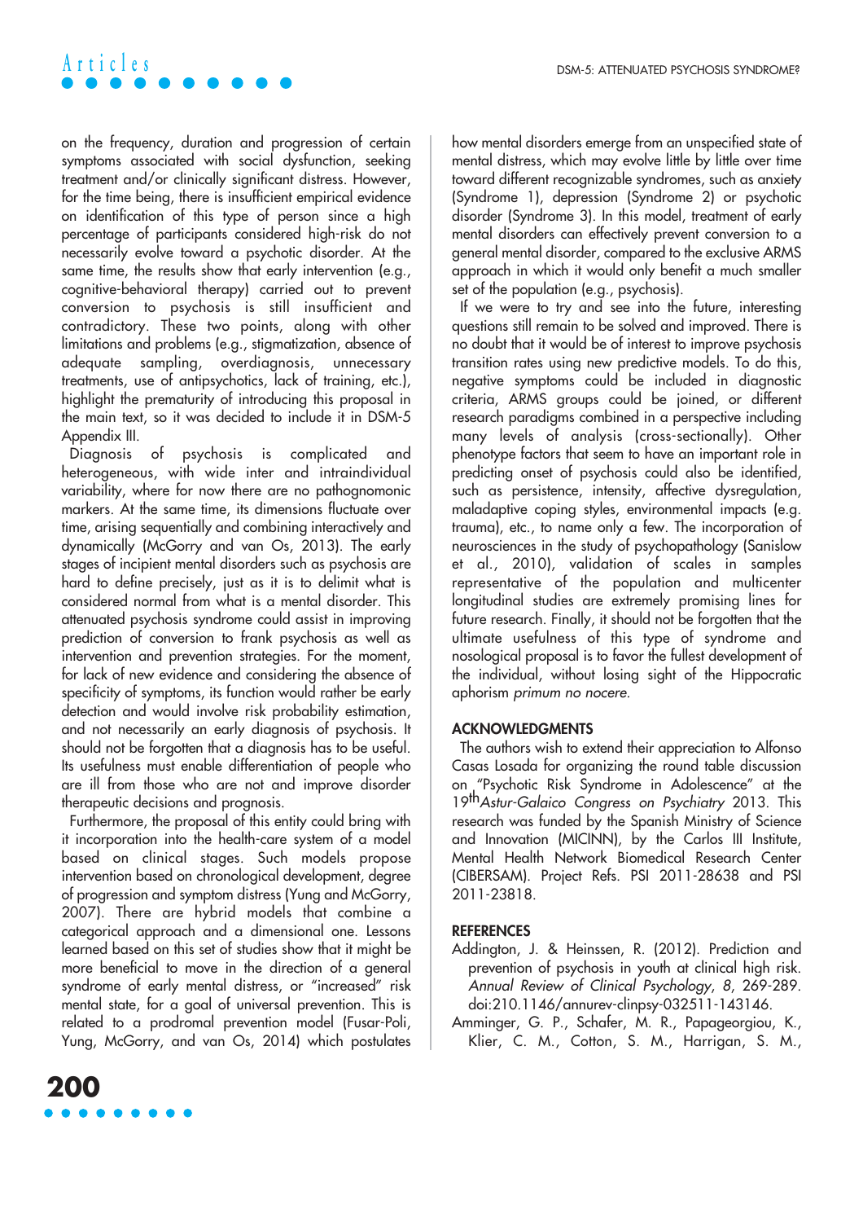on the frequency, duration and progression of certain symptoms associated with social dysfunction, seeking treatment and/or clinically significant distress. However, for the time being, there is insufficient empirical evidence on identification of this type of person since a high percentage of participants considered high-risk do not necessarily evolve toward a psychotic disorder. At the same time, the results show that early intervention (e.g., cognitive-behavioral therapy) carried out to prevent conversion to psychosis is still insufficient and contradictory. These two points, along with other limitations and problems (e.g., stigmatization, absence of adequate sampling, overdiagnosis, unnecessary treatments, use of antipsychotics, lack of training, etc.), highlight the prematurity of introducing this proposal in the main text, so it was decided to include it in DSM-5 Appendix III.

Diagnosis of psychosis is complicated and heterogeneous, with wide inter and intraindividual variability, where for now there are no pathognomonic markers. At the same time, its dimensions fluctuate over time, arising sequentially and combining interactively and dynamically (McGorry and van Os, 2013). The early stages of incipient mental disorders such as psychosis are hard to define precisely, just as it is to delimit what is considered normal from what is a mental disorder. This attenuated psychosis syndrome could assist in improving prediction of conversion to frank psychosis as well as intervention and prevention strategies. For the moment, for lack of new evidence and considering the absence of specificity of symptoms, its function would rather be early detection and would involve risk probability estimation, and not necessarily an early diagnosis of psychosis. It should not be forgotten that a diagnosis has to be useful. Its usefulness must enable differentiation of people who are ill from those who are not and improve disorder therapeutic decisions and prognosis.

Furthermore, the proposal of this entity could bring with it incorporation into the health-care system of a model based on clinical stages. Such models propose intervention based on chronological development, degree of progression and symptom distress (Yung and McGorry, 2007). There are hybrid models that combine a categorical approach and a dimensional one. Lessons learned based on this set of studies show that it might be more beneficial to move in the direction of a general syndrome of early mental distress, or "increased" risk mental state, for a goal of universal prevention. This is related to a prodromal prevention model (Fusar-Poli, Yung, McGorry, and van Os, 2014) which postulates how mental disorders emerge from an unspecified state of mental distress, which may evolve little by little over time toward different recognizable syndromes, such as anxiety (Syndrome 1), depression (Syndrome 2) or psychotic disorder (Syndrome 3). In this model, treatment of early mental disorders can effectively prevent conversion to a general mental disorder, compared to the exclusive ARMS approach in which it would only benefit a much smaller set of the population (e.g., psychosis).

If we were to try and see into the future, interesting questions still remain to be solved and improved. There is no doubt that it would be of interest to improve psychosis transition rates using new predictive models. To do this, negative symptoms could be included in diagnostic criteria, ARMS groups could be joined, or different research paradigms combined in a perspective including many levels of analysis (cross-sectionally). Other phenotype factors that seem to have an important role in predicting onset of psychosis could also be identified, such as persistence, intensity, affective dysregulation, maladaptive coping styles, environmental impacts (e.g. trauma), etc., to name only a few. The incorporation of neurosciences in the study of psychopathology (Sanislow et al., 2010), validation of scales in samples representative of the population and multicenter longitudinal studies are extremely promising lines for future research. Finally, it should not be forgotten that the ultimate usefulness of this type of syndrome and nosological proposal is to favor the fullest development of the individual, without losing sight of the Hippocratic aphorism *primum no nocere.*

## ACKNOWLEDGMENTS

The authors wish to extend their appreciation to Alfonso Casas Losada for organizing the round table discussion on "Psychotic Risk Syndrome in Adolescence" at the 19th *Astur-Galaico Congress on Psychiatry* 2013. This research was funded by the Spanish Ministry of Science and Innovation (MICINN), by the Carlos III Institute, Mental Health Network Biomedical Research Center (CIBERSAM). Project Refs. PSI 2011-28638 and PSI 2011-23818.

## REFERENCES

Addington, J. & Heinssen, R. (2012). Prediction and prevention of psychosis in youth at clinical high risk. *Annual Review of Clinical Psychology*, *8*, 269-289. doi:210.1146/annurev-clinpsy-032511-143146.

Amminger, G. P., Schafer, M. R., Papageorgiou, K., Klier, C. M., Cotton, S. M., Harrigan, S. M.,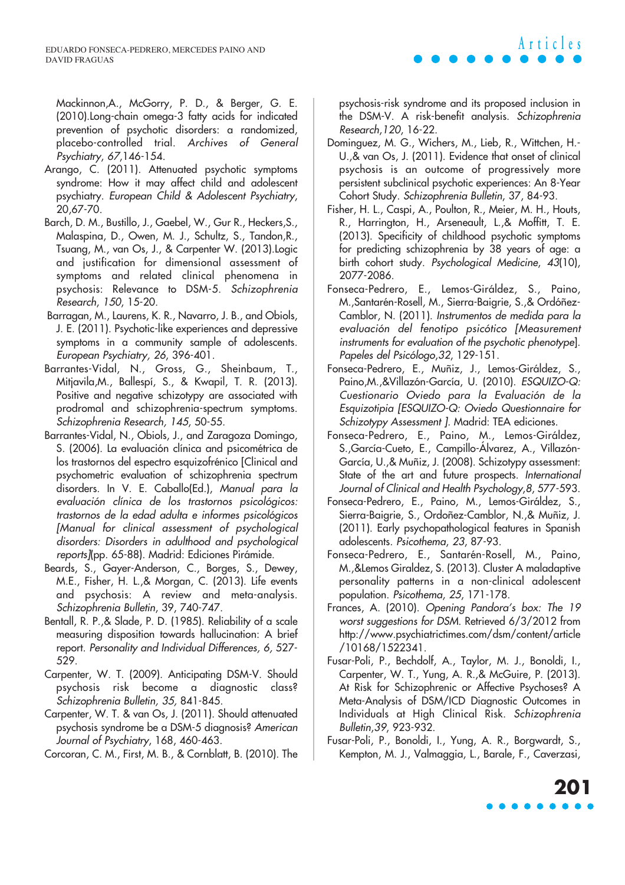Mackinnon,A., McGorry, P. D., & Berger, G. E. (2010).Long-chain omega-3 fatty acids for indicated prevention of psychotic disorders: a randomized, placebo-controlled trial. *Archives of General Psychiatry*, *67*,146-154.

Arango, C. (2011). Attenuated psychotic symptoms syndrome: How it may affect child and adolescent psychiatry. *European Child & Adolescent Psychiatry*, 20,67-70.

Barch, D. M., Bustillo, J., Gaebel, W., Gur R., Heckers,S., Malaspina, D., Owen, M. J., Schultz, S., Tandon,R., Tsuang, M., van Os, J., & Carpenter W. (2013).Logic and justification for dimensional assessment of symptoms and related clinical phenomena in psychosis: Relevance to DSM-5. *Schizophrenia Research*, *150*, 15-20.

Barragan, M., Laurens, K. R., Navarro, J. B., and Obiols, J. E. (2011). Psychotic-like experiences and depressive symptoms in a community sample of adolescents. *European Psychiatry, 26*, 396-401.

Barrantes-Vidal, N., Gross, G., Sheinbaum, T., Mitjavila,M., Ballespí, S., & Kwapil, T. R. (2013). Positive and negative schizotypy are associated with prodromal and schizophrenia-spectrum symptoms. *Schizophrenia Research, 145*, 50-55.

Barrantes-Vidal, N., Obiols, J., and Zaragoza Domingo, S. (2006). La evaluación clínica and psicométrica de los trastornos del espectro esquizofrénico [Clinical and psychometric evaluation of schizophrenia spectrum disorders. In V. E. Caballo(Ed.), *Manual para la evaluación clínica de los trastornos psicológicos: trastornos de la edad adulta e informes psicológicos [Manual for clinical assessment of psychological disorders: Disorders in adulthood and psychological reports]*(pp. 65-88). Madrid: Ediciones Pirámide.

Beards, S., Gayer-Anderson, C., Borges, S., Dewey, M.E., Fisher, H. L.,& Morgan, C. (2013). Life events and psychosis: A review and meta-analysis. *Schizophrenia Bulletin*, 39, 740-747.

Bentall, R. P.,& Slade, P. D. (1985). Reliability of a scale measuring disposition towards hallucination: A brief report. *Personality and Individual Differences, 6*, 527-529.

Carpenter, W. T. (2009). Anticipating DSM-V. Should psychosis risk become a diagnostic class? *Schizophrenia Bulletin, 35,* 841-845.

Carpenter, W. T. & van Os, J. (2011). Should attenuated psychosis syndrome be a DSM-5 diagnosis? *American Journal of Psychiatry*, 168, 460-463.

Corcoran, C. M., First, M. B., & Cornblatt, B. (2010). The psychosis-risk syndrome and its proposed inclusion in the DSM-V. A risk-benefit analysis. *Schizophrenia Research*,*120*, 16-22.

Dominguez, M. G., Wichers, M., Lieb, R., Wittchen, H.-U.,& van Os, J. (2011). Evidence that onset of clinical psychosis is an outcome of progressively more persistent subclinical psychotic experiences: An 8-Year Cohort Study. *Schizophrenia Bulletin*, 37, 84-93.

Fisher, H. L., Caspi, A., Poulton, R., Meier, M. H., Houts, R., Harrington, H., Arseneault, L.,& Moffitt, T. E. (2013). Specificity of childhood psychotic symptoms for predicting schizophrenia by 38 years of age: a birth cohort study. *Psychological Medicine*, *43*(10), 2077-2086.

Fonseca-Pedrero, E., Lemos-Giráldez, S., Paino, M.,Santarén-Rosell, M., Sierra-Baigrie, S.,& Ordóñez-Camblor, N. (2011). *Instrumentos de medida para la evaluación del fenotipo psicótico [Measurement instruments for evaluation of the psychotic phenotype*]. *Papeles del Psicólogo*,*32*, 129-151.

Fonseca-Pedrero, E., Muñiz, J., Lemos-Giráldez, S., Paino,M.,&Villazón-García, U. (2010). *ESQUIZO-Q: Cuestionario Oviedo para la Evaluación de la Esquizotipia [ESQUIZO-Q: Oviedo Questionnaire for Schizotypy Assessment ]*. Madrid: TEA ediciones.

Fonseca-Pedrero, E., Paino, M., Lemos-Giráldez, S.,García-Cueto, E., Campillo-Álvarez, A., Villazón-García, U.,& Muñiz, J. (2008). Schizotypy assessment: State of the art and future prospects. *International Journal of Clinical and Health Psychology*,*8*, 577-593.

Fonseca-Pedrero, E., Paino, M., Lemos-Giráldez, S., Sierra-Baigrie, S., Ordoñez-Camblor, N.,& Muñiz, J. (2011). Early psychopathological features in Spanish adolescents. *Psicothema*, *23*, 87-93.

Fonseca-Pedrero, E., Santarén-Rosell, M., Paino, M.,&Lemos Giraldez, S. (2013). Cluster A maladaptive personality patterns in a non-clinical adolescent population. *Psicothema*, *25*, 171-178.

Frances, A. (2010). *Opening Pandora's box: The 19 worst suggestions for DSM.* Retrieved 6/3/2012 from http://www.psychiatrictimes.com/dsm/content/article/10168/1522341.

Fusar-Poli, P., Bechdolf, A., Taylor, M. J., Bonoldi, I., Carpenter, W. T., Yung, A. R.,& McGuire, P. (2013). At Risk for Schizophrenic or Affective Psychoses? A Meta-Analysis of DSM/ICD Diagnostic Outcomes in Individuals at High Clinical Risk. *Schizophrenia Bulletin*,*39*, 923-932.

Fusar-Poli, P., Bonoldi, I., Yung, A. R., Borgwardt, S., Kempton, M. J., Valmaggia, L., Barale, F., Caverzasi,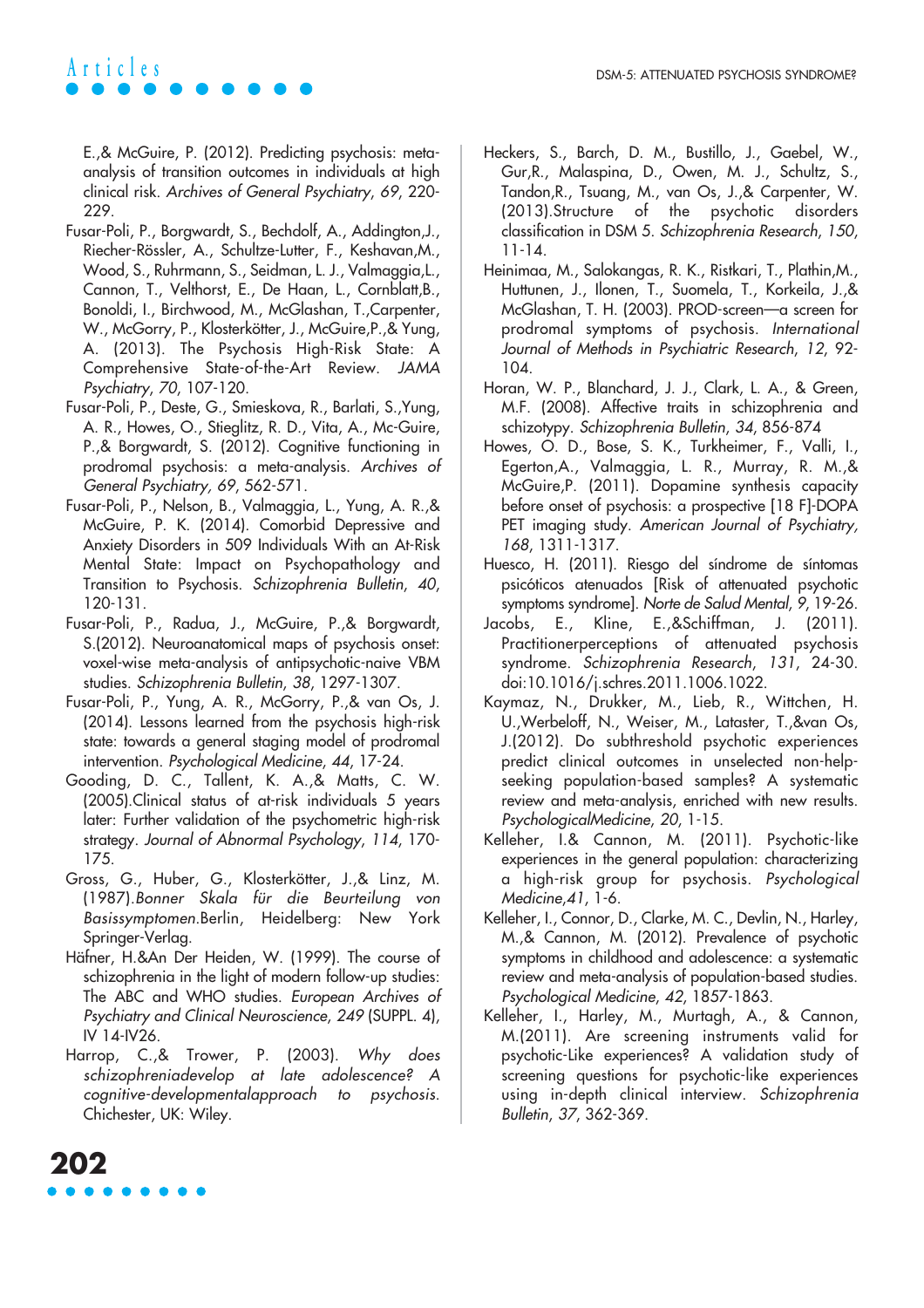E.,& McGuire, P. (2012). Predicting psychosis: meta-analysis of transition outcomes in individuals at high clinical risk. *Archives of General Psychiatry*, *69*, 220-229.

Fusar-Poli, P., Borgwardt, S., Bechdolf, A., Addington,J., Riecher-Rössler, A., Schultze-Lutter, F., Keshavan,M., Wood, S., Ruhrmann, S., Seidman, L. J., Valmaggia,L., Cannon, T., Velthorst, E., De Haan, L., Cornblatt,B., Bonoldi, I., Birchwood, M., McGlashan, T.,Carpenter, W., McGorry, P., Klosterkötter, J., McGuire,P.,& Yung, A. (2013). The Psychosis High-Risk State: A Comprehensive State-of-the-Art Review. *JAMA Psychiatry*, *70*, 107-120.

Fusar-Poli, P., Deste, G., Smieskova, R., Barlati, S.,Yung, A. R., Howes, O., Stieglitz, R. D., Vita, A., Mc-Guire, P.,& Borgwardt, S. (2012). Cognitive functioning in prodromal psychosis: a meta-analysis. *Archives of General Psychiatry, 69*, 562-571.

Fusar-Poli, P., Nelson, B., Valmaggia, L., Yung, A. R.,& McGuire, P. K. (2014). Comorbid Depressive and Anxiety Disorders in 509 Individuals With an At-Risk Mental State: Impact on Psychopathology and Transition to Psychosis. *Schizophrenia Bulletin*, *40*, 120-131.

Fusar-Poli, P., Radua, J., McGuire, P.,& Borgwardt, S.(2012). Neuroanatomical maps of psychosis onset: voxel-wise meta-analysis of antipsychotic-naive VBM studies. *Schizophrenia Bulletin*, *38*, 1297-1307.

Fusar-Poli, P., Yung, A. R., McGorry, P.,& van Os, J. (2014). Lessons learned from the psychosis high-risk state: towards a general staging model of prodromal intervention. *Psychological Medicine*, *44*, 17-24.

Gooding, D. C., Tallent, K. A.,& Matts, C. W. (2005).Clinical status of at-risk individuals 5 years later: Further validation of the psychometric high-risk strategy. *Journal of Abnormal Psychology*, *114*, 170-175.

Gross, G., Huber, G., Klosterkötter, J.,& Linz, M. (1987).*Bonner Skala für die Beurteilung von Basissymptomen*.Berlin, Heidelberg: New York Springer-Verlag.

Häfner, H.&An Der Heiden, W. (1999). The course of schizophrenia in the light of modern follow-up studies: The ABC and WHO studies. *European Archives of Psychiatry and Clinical Neuroscience*, *249* (SUPPL. 4), IV 14-IV26.

Harrop, C.,& Trower, P. (2003). *Why does schizophreniadevelop at late adolescence? A cognitive-developmentalapproach to psychosis*. Chichester, UK: Wiley.

Heckers, S., Barch, D. M., Bustillo, J., Gaebel, W., Gur,R., Malaspina, D., Owen, M. J., Schultz, S., Tandon,R., Tsuang, M., van Os, J.,& Carpenter, W. (2013).Structure of the psychotic disorders classification in DSM 5. *Schizophrenia Research*, *150*, 11-14.

Heinimaa, M., Salokangas, R. K., Ristkari, T., Plathin,M., Huttunen, J., Ilonen, T., Suomela, T., Korkeila, J.,& McGlashan, T. H. (2003). PROD-screen—a screen for prodromal symptoms of psychosis. *International Journal of Methods in Psychiatric Research*, *12*, 92-104.

Horan, W. P., Blanchard, J. J., Clark, L. A., & Green, M.F. (2008). Affective traits in schizophrenia and schizotypy. *Schizophrenia Bulletin*, *34*, 856-874

Howes, O. D., Bose, S. K., Turkheimer, F., Valli, I., Egerton,A., Valmaggia, L. R., Murray, R. M.,& McGuire,P. (2011). Dopamine synthesis capacity before onset of psychosis: a prospective [18 F]-DOPA PET imaging study. *American Journal of Psychiatry, 168*, 1311-1317.

Huesco, H. (2011). Riesgo del síndrome de síntomas psicóticos atenuados [Risk of attenuated psychotic symptoms syndrome]. *Norte de Salud Mental*, *9*, 19-26.

Jacobs, E., Kline, E.,&Schiffman, J. (2011). Practitionerperceptions of attenuated psychosis syndrome. *Schizophrenia Research*, *131*, 24-30. doi:10.1016/j.schres.2011.1006.1022.

Kaymaz, N., Drukker, M., Lieb, R., Wittchen, H. U.,Werbeloff, N., Weiser, M., Lataster, T.,&van Os, J.(2012). Do subthreshold psychotic experiences predict clinical outcomes in unselected non-help-seeking population-based samples? A systematic review and meta-analysis, enriched with new results. *PsychologicalMedicine*, *20*, 1-15.

Kelleher, I.& Cannon, M. (2011). Psychotic-like experiences in the general population: characterizing a high-risk group for psychosis. *Psychological Medicine,41*, 1-6.

Kelleher, I., Connor, D., Clarke, M. C., Devlin, N., Harley, M.,& Cannon, M. (2012). Prevalence of psychotic symptoms in childhood and adolescence: a systematic review and meta-analysis of population-based studies. *Psychological Medicine*, *42*, 1857-1863.

Kelleher, I., Harley, M., Murtagh, A., & Cannon, M.(2011). Are screening instruments valid for psychotic-Like experiences? A validation study of screening questions for psychotic-like experiences using in-depth clinical interview. *Schizophrenia Bulletin*, *37*, 362-369.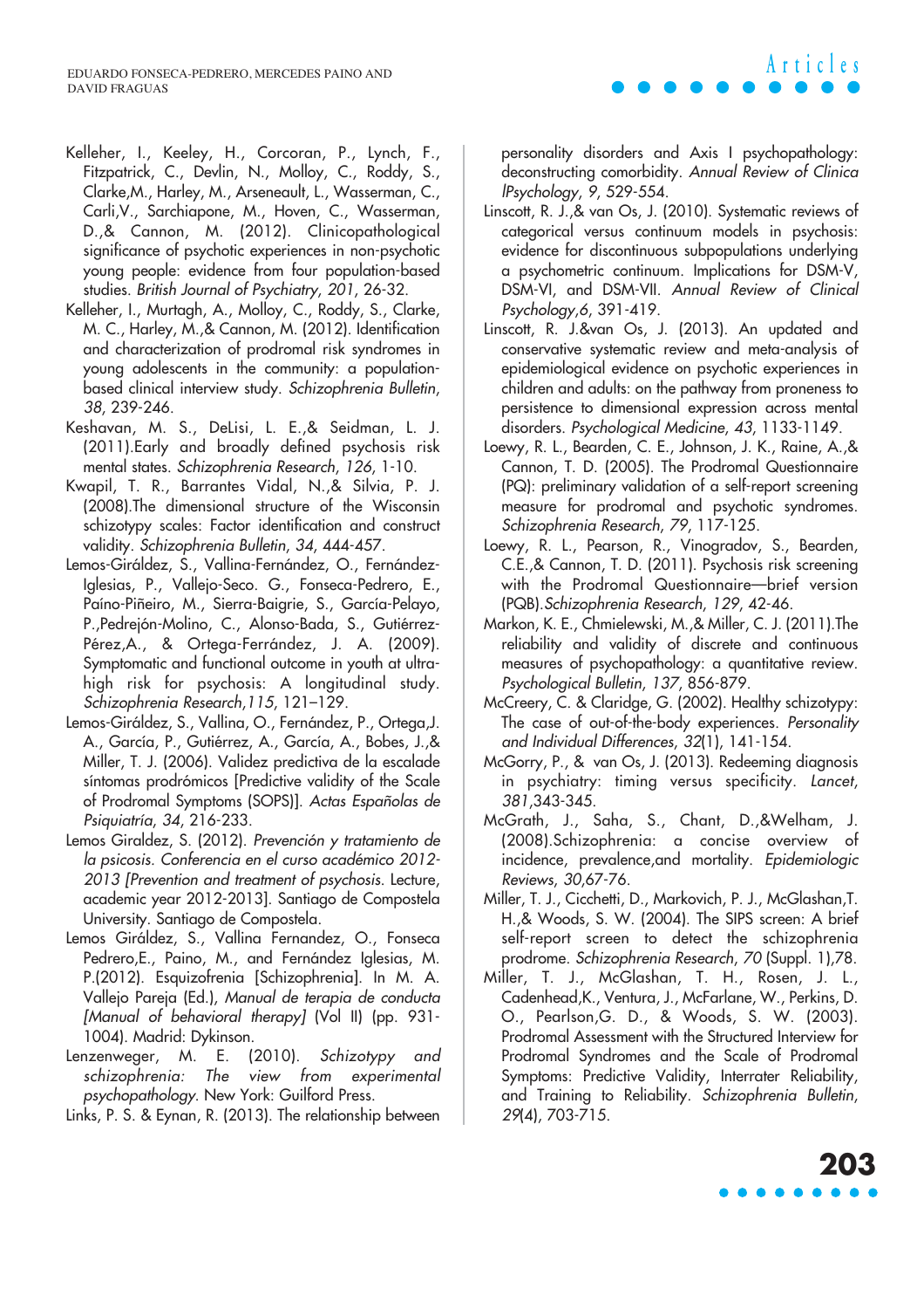Kelleher, I., Keeley, H., Corcoran, P., Lynch, F., Fitzpatrick, C., Devlin, N., Molloy, C., Roddy, S., Clarke,M., Harley, M., Arseneault, L., Wasserman, C., Carli,V., Sarchiapone, M., Hoven, C., Wasserman, D.,& Cannon, M. (2012). Clinicopathological significance of psychotic experiences in non-psychotic young people: evidence from four population-based studies. *British Journal of Psychiatry*, *201*, 26-32.

Kelleher, I., Murtagh, A., Molloy, C., Roddy, S., Clarke, M. C., Harley, M.,& Cannon, M. (2012). Identification and characterization of prodromal risk syndromes in young adolescents in the community: a population-based clinical interview study. *Schizophrenia Bulletin*, *38*, 239-246.

Keshavan, M. S., DeLisi, L. E.,& Seidman, L. J. (2011).Early and broadly defined psychosis risk mental states. *Schizophrenia Research*, *126*, 1-10.

Kwapil, T. R., Barrantes Vidal, N.,& Silvia, P. J. (2008).The dimensional structure of the Wisconsin schizotypy scales: Factor identification and construct validity. *Schizophrenia Bulletin*, *34*, 444-457.

Lemos-Giráldez, S., Vallina-Fernández, O., Fernández-Iglesias, P., Vallejo-Seco. G., Fonseca-Pedrero, E., Paíno-Piñeiro, M., Sierra-Baigrie, S., García-Pelayo, P.,Pedrejón-Molino, C., Alonso-Bada, S., Gutiérrez-Pérez,A., & Ortega-Ferrández, J. A. (2009). Symptomatic and functional outcome in youth at ultra-high risk for psychosis: A longitudinal study. *Schizophrenia Research*,*115*, 121–129.

Lemos-Giráldez, S., Vallina, O., Fernández, P., Ortega,J. A., García, P., Gutiérrez, A., García, A., Bobes, J.,& Miller, T. J. (2006). Validez predictiva de la escalade síntomas prodrómicos [Predictive validity of the Scale of Prodromal Symptoms (SOPS)]. *Actas Españolas de Psiquiatría*, *34*, 216-233.

Lemos Giraldez, S. (2012). *Prevención y tratamiento de la psicosis. Conferencia en el curso académico 2012-2013 [Prevention and treatment of psychosis.* Lecture, academic year 2012-2013]. Santiago de Compostela University. Santiago de Compostela.

Lemos Giráldez, S., Vallina Fernandez, O., Fonseca Pedrero,E., Paino, M., and Fernández Iglesias, M. P.(2012). Esquizofrenia [Schizophrenia]. In M. A. Vallejo Pareja (Ed.), *Manual de terapia de conducta [Manual of behavioral therapy]* (Vol II) (pp. 931-1004). Madrid: Dykinson.

Lenzenweger, M. E. (2010). *Schizotypy and schizophrenia: The view from experimental psychopathology.* New York: Guilford Press.

Links, P. S. & Eynan, R. (2013). The relationship between personality disorders and Axis I psychopathology: deconstructing comorbidity. *Annual Review of Clinica lPsychology*, *9*, 529-554.

Linscott, R. J.,& van Os, J. (2010). Systematic reviews of categorical versus continuum models in psychosis: evidence for discontinuous subpopulations underlying a psychometric continuum. Implications for DSM-V, DSM-VI, and DSM-VII. *Annual Review of Clinical Psychology*,*6*, 391-419.

Linscott, R. J.&van Os, J. (2013). An updated and conservative systematic review and meta-analysis of epidemiological evidence on psychotic experiences in children and adults: on the pathway from proneness to persistence to dimensional expression across mental disorders. *Psychological Medicine*, *43*, 1133-1149.

Loewy, R. L., Bearden, C. E., Johnson, J. K., Raine, A.,& Cannon, T. D. (2005). The Prodromal Questionnaire (PQ): preliminary validation of a self-report screening measure for prodromal and psychotic syndromes. *Schizophrenia Research*, *79*, 117-125.

Loewy, R. L., Pearson, R., Vinogradov, S., Bearden, C.E.,& Cannon, T. D. (2011). Psychosis risk screening with the Prodromal Questionnaire—brief version (PQB).*Schizophrenia Research*, *129*, 42-46.

Markon, K. E., Chmielewski, M.,& Miller, C. J. (2011).The reliability and validity of discrete and continuous measures of psychopathology: a quantitative review. *Psychological Bulletin*, *137*, 856-879.

McCreery, C. & Claridge, G. (2002). Healthy schizotypy: The case of out-of-the-body experiences. *Personality and Individual Differences*, *32*(1), 141-154.

McGorry, P., & van Os, J. (2013). Redeeming diagnosis in psychiatry: timing versus specificity. *Lancet*, *381*,343-345.

McGrath, J., Saha, S., Chant, D.,&Welham, J. (2008).Schizophrenia: a concise overview of incidence, prevalence,and mortality. *Epidemiologic Reviews*, *30*,67-76.

Miller, T. J., Cicchetti, D., Markovich, P. J., McGlashan,T. H.,& Woods, S. W. (2004). The SIPS screen: A brief self-report screen to detect the schizophrenia prodrome. *Schizophrenia Research*, *70* (Suppl. 1),78.

Miller, T. J., McGlashan, T. H., Rosen, J. L., Cadenhead,K., Ventura, J., McFarlane, W., Perkins, D. O., Pearlson,G. D., & Woods, S. W. (2003). Prodromal Assessment with the Structured Interview for Prodromal Syndromes and the Scale of Prodromal Symptoms: Predictive Validity, Interrater Reliability, and Training to Reliability. *Schizophrenia Bulletin*, *29*(4), 703-715.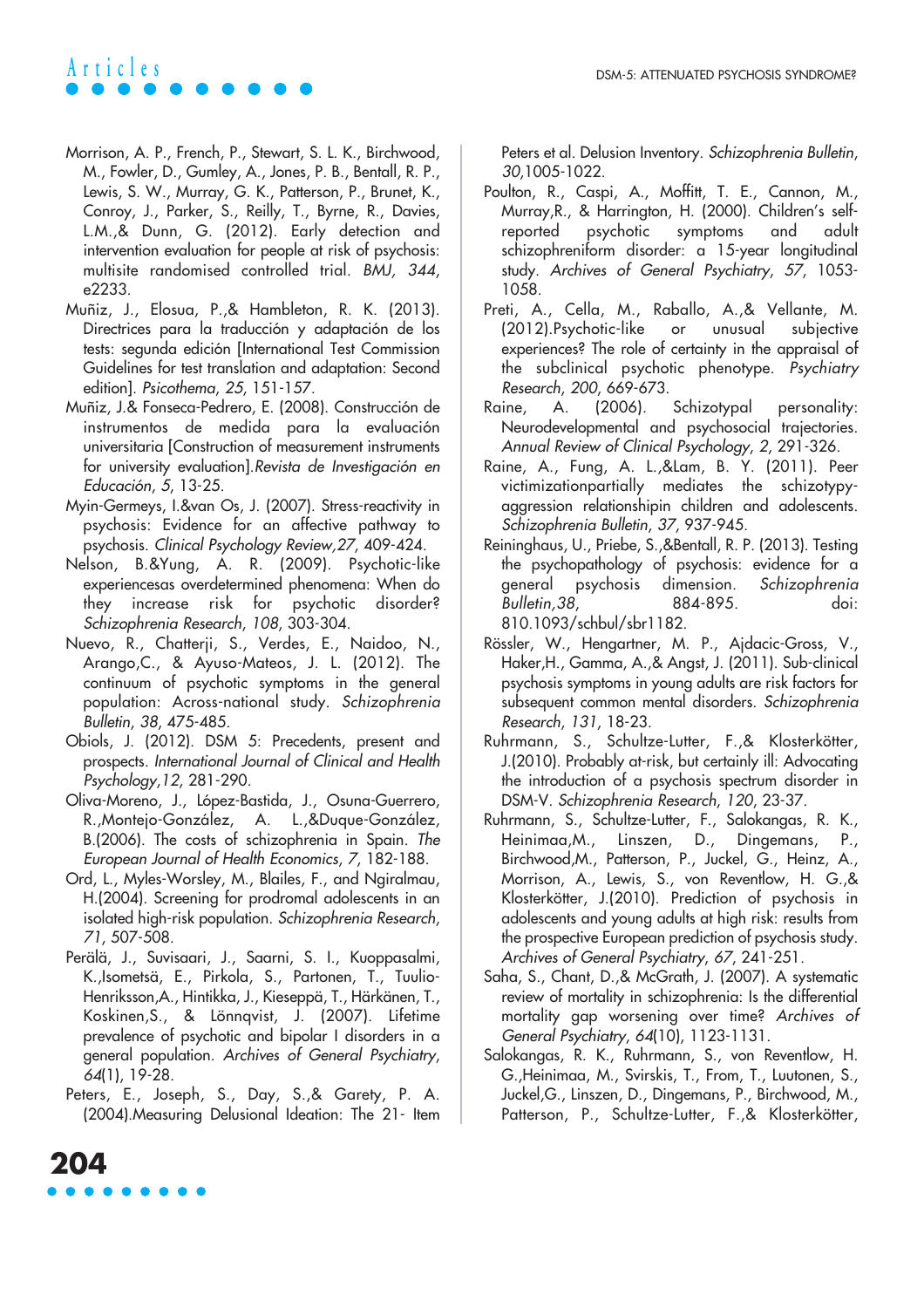Morrison, A. P., French, P., Stewart, S. L. K., Birchwood, M., Fowler, D., Gumley, A., Jones, P. B., Bentall, R. P., Lewis, S. W., Murray, G. K., Patterson, P., Brunet, K., Conroy, J., Parker, S., Reilly, T., Byrne, R., Davies, L.M.,& Dunn, G. (2012). Early detection and intervention evaluation for people at risk of psychosis: multisite randomised controlled trial. *BMJ, 344*, e2233.

Muñiz, J., Elosua, P.,& Hambleton, R. K. (2013). Directrices para la traducción y adaptación de los tests: segunda edición [International Test Commission Guidelines for test translation and adaptation: Second edition]. *Psicothema*, *25*, 151-157.

Muñiz, J.& Fonseca-Pedrero, E. (2008). Construcción de instrumentos de medida para la evaluación universitaria [Construction of measurement instruments for university evaluation].*Revista de Investigación en Educación*, *5*, 13-25.

Myin-Germeys, I.&van Os, J. (2007). Stress-reactivity in psychosis: Evidence for an affective pathway to psychosis. *Clinical Psychology Review,27*, 409-424.

Nelson, B.&Yung, A. R. (2009). Psychotic-like experiencesas overdetermined phenomena: When do they increase risk for psychotic disorder? *Schizophrenia Research*, *108*, 303-304.

Nuevo, R., Chatterji, S., Verdes, E., Naidoo, N., Arango,C., & Ayuso-Mateos, J. L. (2012). The continuum of psychotic symptoms in the general population: Across-national study. *Schizophrenia Bulletin*, *38*, 475-485.

Obiols, J. (2012). DSM 5: Precedents, present and prospects. *International Journal of Clinical and Health Psychology*,*12*, 281-290.

Oliva-Moreno, J., López-Bastida, J., Osuna-Guerrero, R.,Montejo-González, A. L.,&Duque-González, B.(2006). The costs of schizophrenia in Spain. *The European Journal of Health Economics*, *7*, 182-188.

Ord, L., Myles-Worsley, M., Blailes, F., and Ngiralmau, H.(2004). Screening for prodromal adolescents in an isolated high-risk population. *Schizophrenia Research*, *71*, 507-508.

Perälä, J., Suvisaari, J., Saarni, S. I., Kuoppasalmi, K.,Isometsä, E., Pirkola, S., Partonen, T., Tuulio-Henriksson,A., Hintikka, J., Kieseppä, T., Härkänen, T., Koskinen,S., & Lönnqvist, J. (2007). Lifetime prevalence of psychotic and bipolar I disorders in a general population. *Archives of General Psychiatry*, *64*(1), 19-28.

Peters, E., Joseph, S., Day, S.,& Garety, P. A. (2004).Measuring Delusional Ideation: The 21- Item Peters et al. Delusion Inventory. *Schizophrenia Bulletin*, *30*,1005-1022.

Poulton, R., Caspi, A., Moffitt, T. E., Cannon, M., Murray,R., & Harrington, H. (2000). Children's self-reported psychotic symptoms and adult schizophreniform disorder: a 15-year longitudinal study. *Archives of General Psychiatry*, *57*, 1053-1058.

Preti, A., Cella, M., Raballo, A.,& Vellante, M. (2012).Psychotic-like or unusual subjective experiences? The role of certainty in the appraisal of the subclinical psychotic phenotype. *Psychiatry Research*, *200*, 669-673.

Raine, A. (2006). Schizotypal personality: Neurodevelopmental and psychosocial trajectories. *Annual Review of Clinical Psychology*, *2*, 291-326.

Raine, A., Fung, A. L.,&Lam, B. Y. (2011). Peer victimizationpartially mediates the schizotypy-aggression relationshipin children and adolescents. *Schizophrenia Bulletin*, *37*, 937-945.

Reininghaus, U., Priebe, S.,&Bentall, R. P. (2013). Testing the psychopathology of psychosis: evidence for a general psychosis dimension. *Schizophrenia Bulletin,38*, 884-895. doi: 810.1093/schbul/sbr1182.

Rössler, W., Hengartner, M. P., Ajdacic-Gross, V., Haker,H., Gamma, A.,& Angst, J. (2011). Sub-clinical psychosis symptoms in young adults are risk factors for subsequent common mental disorders. *Schizophrenia Research*, *131*, 18-23.

Ruhrmann, S., Schultze-Lutter, F.,& Klosterkötter, J.(2010). Probably at-risk, but certainly ill: Advocating the introduction of a psychosis spectrum disorder in DSM-V. *Schizophrenia Research*, *120*, 23-37.

Ruhrmann, S., Schultze-Lutter, F., Salokangas, R. K., Heinimaa,M., Linszen, D., Dingemans, P., Birchwood,M., Patterson, P., Juckel, G., Heinz, A., Morrison, A., Lewis, S., von Reventlow, H. G.,& Klosterkötter, J.(2010). Prediction of psychosis in adolescents and young adults at high risk: results from the prospective European prediction of psychosis study. *Archives of General Psychiatry*, *67*, 241-251.

Saha, S., Chant, D.,& McGrath, J. (2007). A systematic review of mortality in schizophrenia: Is the differential mortality gap worsening over time? *Archives of General Psychiatry*, *64*(10), 1123-1131.

Salokangas, R. K., von Reventlow, H. G.,Heinimaa, M., Svirskis, T., From, T., Luutonen, S., Juckel,G., Linszen, D., Dingemans, P., Birchwood, M., Patterson, P., Schultze-Lutter, F.,& Klosterkötter,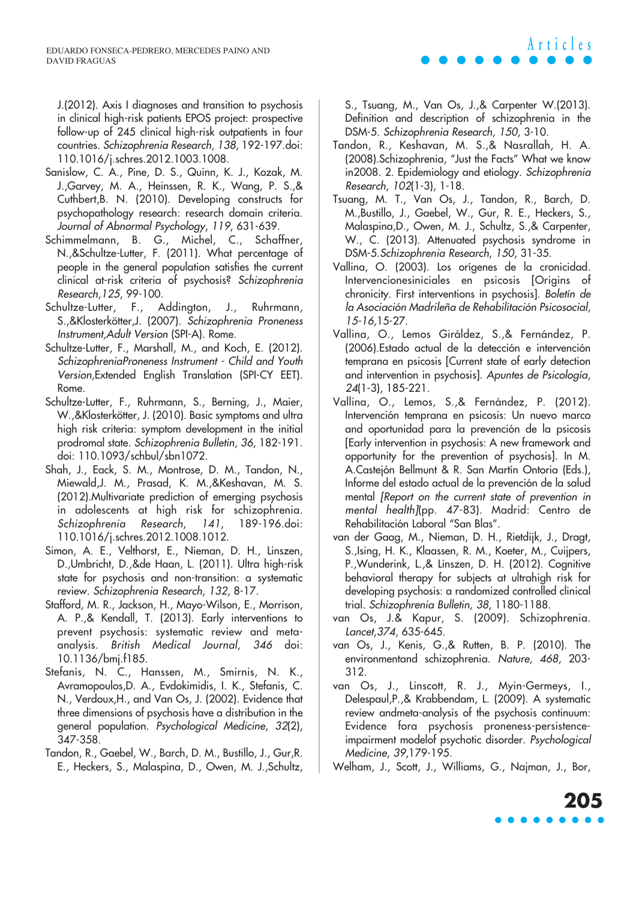J.(2012). Axis I diagnoses and transition to psychosis in clinical high-risk patients EPOS project: prospective follow-up of 245 clinical high-risk outpatients in four countries. *Schizophrenia Research*, *138*, 192-197.doi: 110.1016/j.schres.2012.1003.1008.

Sanislow, C. A., Pine, D. S., Quinn, K. J., Kozak, M. J.,Garvey, M. A., Heinssen, R. K., Wang, P. S.,& Cuthbert,B. N. (2010). Developing constructs for psychopathology research: research domain criteria. *Journal of Abnormal Psychology*, *119*, 631-639.

Schimmelmann, B. G., Michel, C., Schaffner, N.,&Schultze-Lutter, F. (2011). What percentage of people in the general population satisfies the current clinical at-risk criteria of psychosis? *Schizophrenia Research*,*125*, 99-100.

Schultze-Lutter, F., Addington, J., Ruhrmann, S.,&Klosterkötter,J. (2007). *Schizophrenia Proneness Instrument,Adult Version* (SPI-A). Rome.

Schultze-Lutter, F., Marshall, M., and Koch, E. (2012). *SchizophreniaProneness Instrument - Child and Youth Version*,Extended English Translation (SPI-CY EET). Rome.

Schultze-Lutter, F., Ruhrmann, S., Berning, J., Maier, W.,&Klosterkötter, J. (2010). Basic symptoms and ultra high risk criteria: symptom development in the initial prodromal state. *Schizophrenia Bulletin*, *36*, 182-191. doi: 110.1093/schbul/sbn1072.

Shah, J., Eack, S. M., Montrose, D. M., Tandon, N., Miewald,J. M., Prasad, K. M.,&Keshavan, M. S. (2012).Multivariate prediction of emerging psychosis in adolescents at high risk for schizophrenia. *Schizophrenia Research*, *141*, 189-196.doi: 110.1016/j.schres.2012.1008.1012.

Simon, A. E., Velthorst, E., Nieman, D. H., Linszen, D.,Umbricht, D.,&de Haan, L. (2011). Ultra high-risk state for psychosis and non-transition: a systematic review. *Schizophrenia Research*, *132*, 8-17.

Stafford, M. R., Jackson, H., Mayo-Wilson, E., Morrison, A. P.,& Kendall, T. (2013). Early interventions to prevent psychosis: systematic review and meta-analysis. *British Medical Journal*, *346* doi: 10.1136/bmj.f185.

Stefanis, N. C., Hanssen, M., Smirnis, N. K., Avramopoulos,D. A., Evdokimidis, I. K., Stefanis, C. N., Verdoux,H., and Van Os, J. (2002). Evidence that three dimensions of psychosis have a distribution in the general population. *Psychological Medicine*, *32*(2), 347-358.

Tandon, R., Gaebel, W., Barch, D. M., Bustillo, J., Gur,R. E., Heckers, S., Malaspina, D., Owen, M. J.,Schultz, S., Tsuang, M., Van Os, J.,& Carpenter W.(2013). Definition and description of schizophrenia in the DSM-5. *Schizophrenia Research*, *150*, 3-10.

Tandon, R., Keshavan, M. S.,& Nasrallah, H. A. (2008).Schizophrenia, "Just the Facts" What we know in2008. 2. Epidemiology and etiology. *Schizophrenia Research*, *102*(1-3), 1-18.

Tsuang, M. T., Van Os, J., Tandon, R., Barch, D. M.,Bustillo, J., Gaebel, W., Gur, R. E., Heckers, S., Malaspina,D., Owen, M. J., Schultz, S.,& Carpenter, W., C. (2013). Attenuated psychosis syndrome in DSM-5.*Schizophrenia Research*, *150*, 31-35.

Vallina, O. (2003). Los orígenes de la cronicidad. Intervencionesiniciales en psicosis [Origins of chronicity. First interventions in psychosis]. *Boletín de la Asociación Madrileña de Rehabilitación Psicosocial*, *15-16*,15-27.

Vallina, O., Lemos Giráldez, S.,& Fernández, P. (2006).Estado actual de la detección e intervención temprana en psicosis [Current state of early detection and intervention in psychosis]. *Apuntes de Psicología*, *24*(1-3), 185-221.

Vallina, O., Lemos, S.,& Fernández, P. (2012). Intervención temprana en psicosis: Un nuevo marco and oportunidad para la prevención de la psicosis [Early intervention in psychosis: A new framework and opportunity for the prevention of psychosis]. In M. A.Castejón Bellmunt & R. San Martín Ontoria (Eds.), Informe del estado actual de la prevención de la salud mental *[Report on the current state of prevention in mental health]*(pp. 47-83). Madrid: Centro de Rehabilitación Laboral "San Blas".

van der Gaag, M., Nieman, D. H., Rietdijk, J., Dragt, S.,Ising, H. K., Klaassen, R. M., Koeter, M., Cuijpers, P.,Wunderink, L.,& Linszen, D. H. (2012). Cognitive behavioral therapy for subjects at ultrahigh risk for developing psychosis: a randomized controlled clinical trial. *Schizophrenia Bulletin*, *38*, 1180-1188.

van Os, J.& Kapur, S. (2009). Schizophrenia. *Lancet*,*374*, 635-645.

van Os, J., Kenis, G.,& Rutten, B. P. (2010). The environmentand schizophrenia. *Nature*, *468*, 203-312.

van Os, J., Linscott, R. J., Myin-Germeys, I., Delespaul,P.,& Krabbendam, L. (2009). A systematic review andmeta-analysis of the psychosis continuum: Evidence fora psychosis proneness-persistence-impairment modelof psychotic disorder. *Psychological Medicine*, *39*,179-195.

Welham, J., Scott, J., Williams, G., Najman, J., Bor,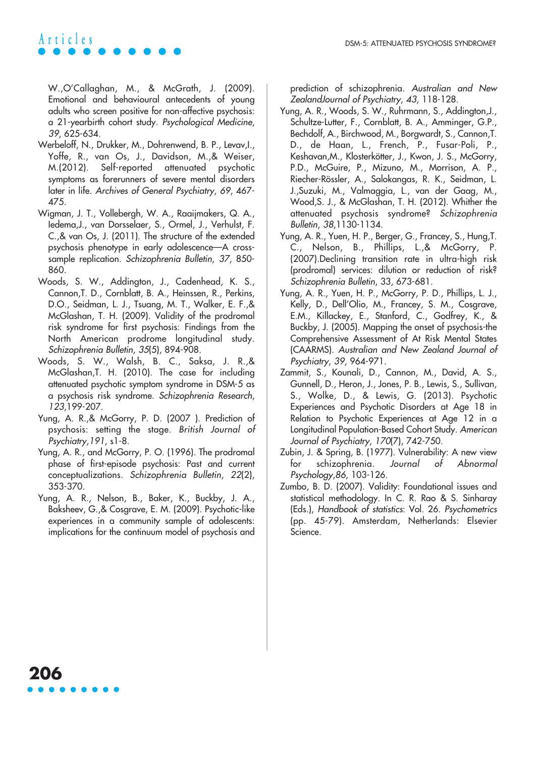W.,O'Callaghan, M., & McGrath, J. (2009). Emotional and behavioural antecedents of young adults who screen positive for non-affective psychosis: a 21-yearbirth cohort study. *Psychological Medicine*, *39*, 625-634.

Werbeloff, N., Drukker, M., Dohrenwend, B. P., Levav,I., Yoffe, R., van Os, J., Davidson, M.,& Weiser, M.(2012). Self-reported attenuated psychotic symptoms as forerunners of severe mental disorders later in life. *Archives of General Psychiatry*, *69*, 467-475.

Wigman, J. T., Vollebergh, W. A., Raaijmakers, Q. A., Iedema,J., van Dorsselaer, S., Ormel, J., Verhulst, F. C.,& van Os, J. (2011). The structure of the extended psychosis phenotype in early adolescence—A cross-sample replication. *Schizophrenia Bulletin*, *37*, 850-860.

Woods, S. W., Addington, J., Cadenhead, K. S., Cannon,T. D., Cornblatt, B. A., Heinssen, R., Perkins, D.O., Seidman, L. J., Tsuang, M. T., Walker, E. F.,& McGlashan, T. H. (2009). Validity of the prodromal risk syndrome for first psychosis: Findings from the North American prodrome longitudinal study. *Schizophrenia Bulletin*, *35*(5), 894-908.

Woods, S. W., Walsh, B. C., Saksa, J. R.,& McGlashan,T. H. (2010). The case for including attenuated psychotic symptom syndrome in DSM-5 as a psychosis risk syndrome. *Schizophrenia Research*, *123*,199-207.

Yung, A. R.,& McGorry, P. D. (2007 ). Prediction of psychosis: setting the stage. *British Journal of Psychiatry*,*191*, s1-8.

Yung, A. R., and McGorry, P. O. (1996). The prodromal phase of first-episode psychosis: Past and current conceptualizations. *Schizophrenia Bulletin*, *22*(2), 353-370.

Yung, A. R., Nelson, B., Baker, K., Buckby, J. A., Baksheev, G.,& Cosgrave, E. M. (2009). Psychotic-like experiences in a community sample of adolescents: implications for the continuum model of psychosis and prediction of schizophrenia. *Australian and New ZealandJournal of Psychiatry*, *43*, 118-128.

Yung, A. R., Woods, S. W., Ruhrmann, S., Addington,J., Schultze-Lutter, F., Cornblatt, B. A., Amminger, G.P., Bechdolf, A., Birchwood, M., Borgwardt, S., Cannon,T. D., de Haan, L., French, P., Fusar-Poli, P., Keshavan,M., Klosterkötter, J., Kwon, J. S., McGorry, P.D., McGuire, P., Mizuno, M., Morrison, A. P., Riecher-Rössler, A., Salokangas, R. K., Seidman, L. J.,Suzuki, M., Valmaggia, L., van der Gaag, M., Wood,S. J., & McGlashan, T. H. (2012). Whither the attenuated psychosis syndrome? *Schizophrenia Bulletin*, *38*,1130-1134.

Yung, A. R., Yuen, H. P., Berger, G., Francey, S., Hung,T. C., Nelson, B., Phillips, L.,& McGorry, P. (2007).Declining transition rate in ultra-high risk (prodromal) services: dilution or reduction of risk? *Schizophrenia Bulletin*, 33, 673-681.

Yung, A. R., Yuen, H. P., McGorry, P. D., Phillips, L. J., Kelly, D., Dell'Olio, M., Francey, S. M., Cosgrave, E.M., Killackey, E., Stanford, C., Godfrey, K., & Buckby, J. (2005). Mapping the onset of psychosis-the Comprehensive Assessment of At Risk Mental States (CAARMS). *Australian and New Zealand Journal of Psychiatry*, *39*, 964-971.

Zammit, S., Kounali, D., Cannon, M., David, A. S., Gunnell, D., Heron, J., Jones, P. B., Lewis, S., Sullivan, S., Wolke, D., & Lewis, G. (2013). Psychotic Experiences and Psychotic Disorders at Age 18 in Relation to Psychotic Experiences at Age 12 in a Longitudinal Population-Based Cohort Study. *American Journal of Psychiatry*, *170*(7), 742-750.

Zubin, J. & Spring, B. (1977). Vulnerability: A new view for schizophrenia. *Journal of Abnormal Psychology*,*86*, 103-126.

Zumbo, B. D. (2007). Validity: Foundational issues and statistical methodology. In C. R. Rao & S. Sinharay (Eds.), *Handbook of statistics*: Vol. 26. *Psychometrics* (pp. 45-79). Amsterdam, Netherlands: Elsevier Science.